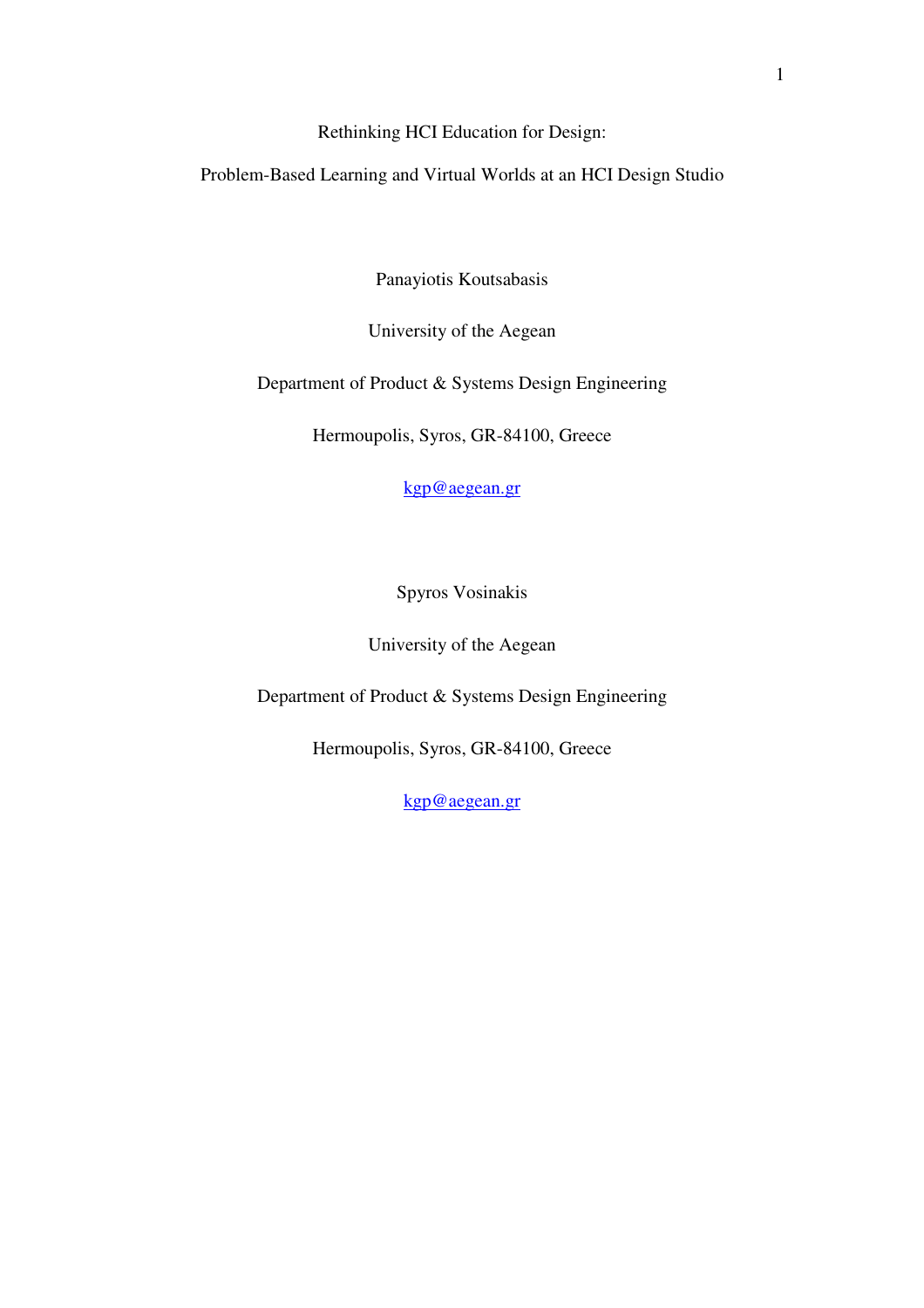# Rethinking HCI Education for Design:

# Problem-Based Learning and Virtual Worlds at an HCI Design Studio

Panayiotis Koutsabasis

University of the Aegean

Department of Product & Systems Design Engineering

Hermoupolis, Syros, GR-84100, Greece

kgp@aegean.gr

Spyros Vosinakis

University of the Aegean

Department of Product & Systems Design Engineering

Hermoupolis, Syros, GR-84100, Greece

kgp@aegean.gr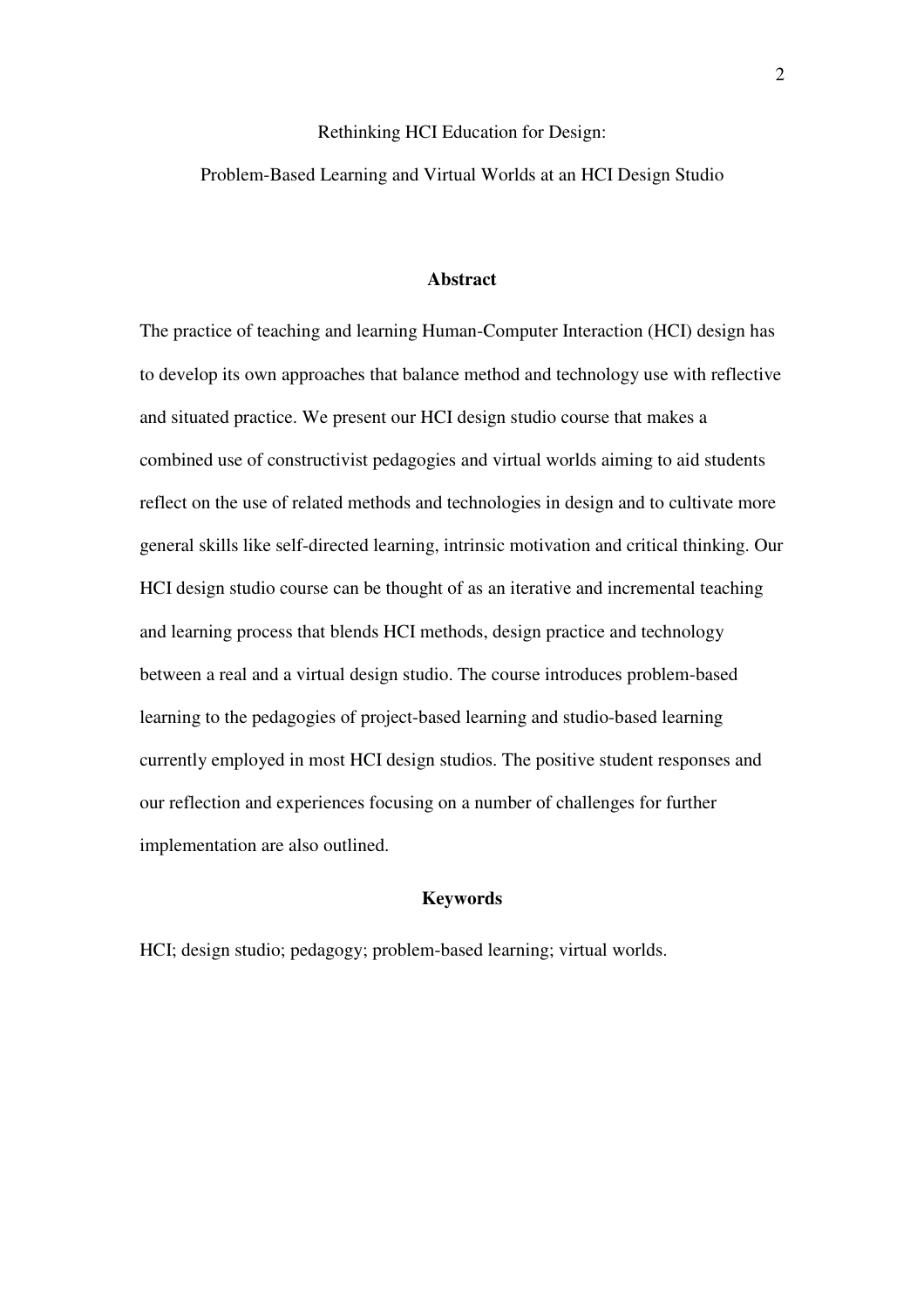# Rethinking HCI Education for Design:

# Problem-Based Learning and Virtual Worlds at an HCI Design Studio

## Abstract

The practice of teaching and learning Human-Computer Interaction (HCI) design has to develop its own approaches that balance method and technology use with reflective and situated practice. We present our HCI design studio course that makes a combined use of constructivist pedagogies and virtual worlds aiming to aid students reflect on the use of related methods and technologies in design and to cultivate more general skills like self-directed learning, intrinsic motivation and critical thinking. Our HCI design studio course can be thought of as an iterative and incremental teaching and learning process that blends HCI methods, design practice and technology between a real and a virtual design studio. The course introduces problem-based learning to the pedagogies of project-based learning and studio-based learning currently employed in most HCI design studios. The positive student responses and our reflection and experiences focusing on a number of challenges for further implementation are also outlined.

## Keywords

HCI; design studio; pedagogy; problem-based learning; virtual worlds.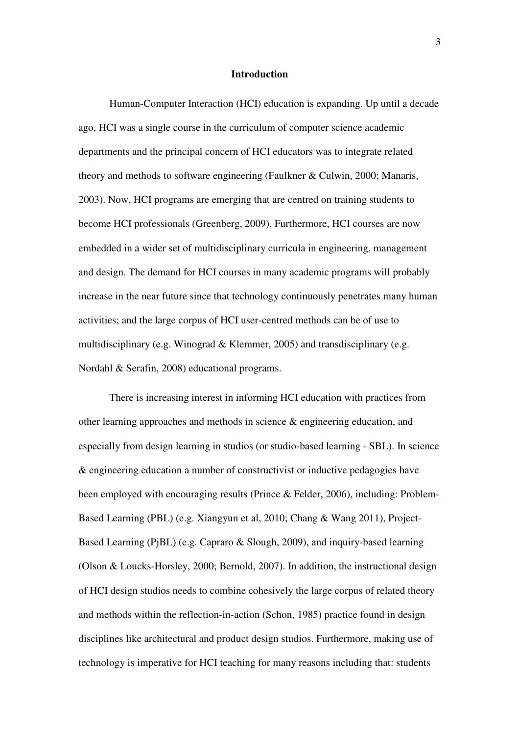## Introduction

Human-Computer Interaction (HCI) education is expanding. Up until a decade ago, HCI was a single course in the curriculum of computer science academic departments and the principal concern of HCI educators was to integrate related theory and methods to software engineering (Faulkner & Culwin, 2000; Manaris, 2003). Now, HCI programs are emerging that are centred on training students to become HCI professionals (Greenberg, 2009). Furthermore, HCI courses are now embedded in a wider set of multidisciplinary curricula in engineering, management and design. The demand for HCI courses in many academic programs will probably increase in the near future since that technology continuously penetrates many human activities; and the large corpus of HCI user-centred methods can be of use to multidisciplinary (e.g. Winograd & Klemmer, 2005) and transdisciplinary (e.g. Nordahl & Serafin, 2008) educational programs.

There is increasing interest in informing HCI education with practices from other learning approaches and methods in science & engineering education, and especially from design learning in studios (or studio-based learning - SBL). In science & engineering education a number of constructivist or inductive pedagogies have been employed with encouraging results (Prince & Felder, 2006), including: Problem-Based Learning (PBL) (e.g. Xiangyun et al, 2010; Chang & Wang 2011), Project-Based Learning (PjBL) (e.g. Capraro & Slough, 2009), and inquiry-based learning (Olson & Loucks-Horsley, 2000; Bernold, 2007). In addition, the instructional design of HCI design studios needs to combine cohesively the large corpus of related theory and methods within the reflection-in-action (Schon, 1985) practice found in design disciplines like architectural and product design studios. Furthermore, making use of technology is imperative for HCI teaching for many reasons including that: students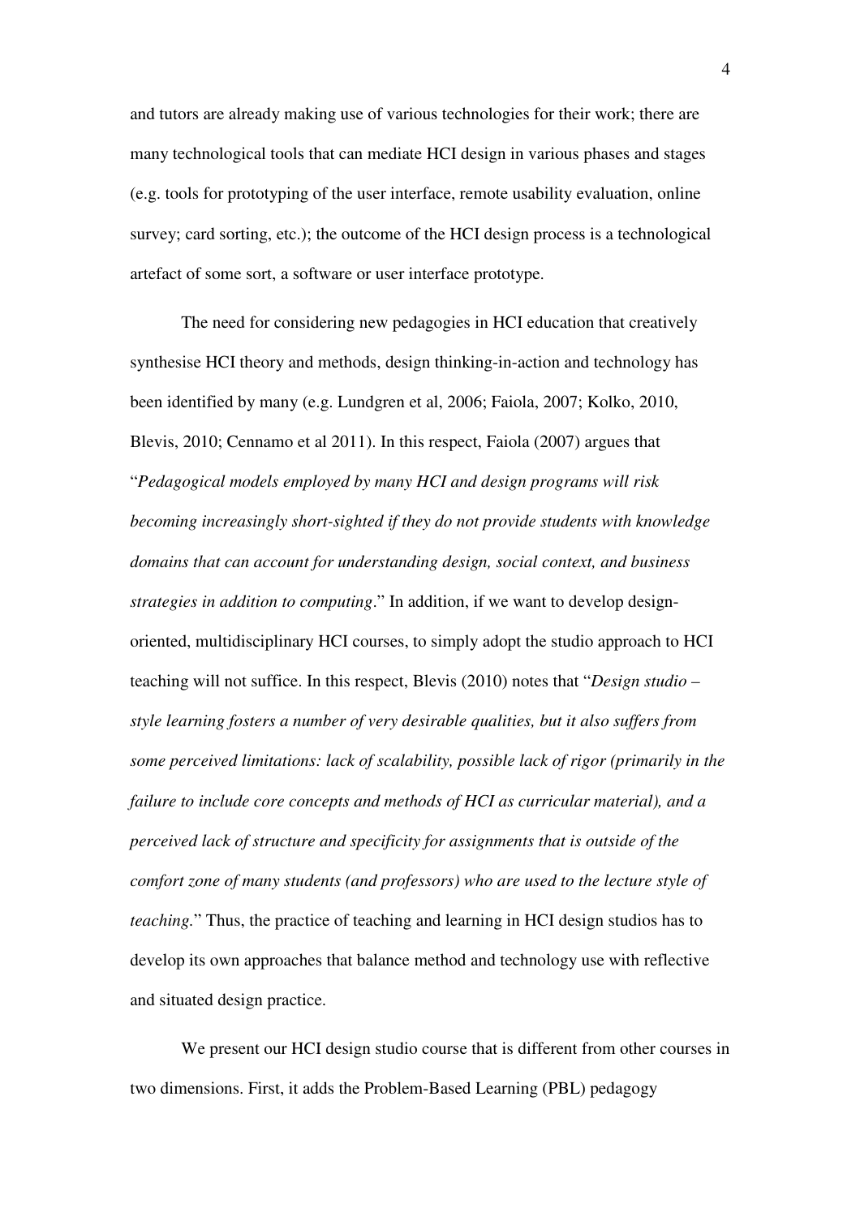and tutors are already making use of various technologies for their work; there are many technological tools that can mediate HCI design in various phases and stages (e.g. tools for prototyping of the user interface, remote usability evaluation, online survey; card sorting, etc.); the outcome of the HCI design process is a technological artefact of some sort, a software or user interface prototype.

The need for considering new pedagogies in HCI education that creatively synthesise HCI theory and methods, design thinking-in-action and technology has been identified by many (e.g. Lundgren et al, 2006; Faiola, 2007; Kolko, 2010, Blevis, 2010; Cennamo et al 2011). In this respect, Faiola (2007) argues that "*Pedagogical models employed by many HCI and design programs will risk becoming increasingly short-sighted if they do not provide students with knowledge domains that can account for understanding design, social context, and business strategies in addition to computing*." In addition, if we want to develop design-oriented, multidisciplinary HCI courses, to simply adopt the studio approach to HCI teaching will not suffice. In this respect, Blevis (2010) notes that "*Design studio – style learning fosters a number of very desirable qualities, but it also suffers from some perceived limitations: lack of scalability, possible lack of rigor (primarily in the failure to include core concepts and methods of HCI as curricular material), and a perceived lack of structure and specificity for assignments that is outside of the comfort zone of many students (and professors) who are used to the lecture style of teaching.*" Thus, the practice of teaching and learning in HCI design studios has to develop its own approaches that balance method and technology use with reflective and situated design practice.

We present our HCI design studio course that is different from other courses in two dimensions. First, it adds the Problem-Based Learning (PBL) pedagogy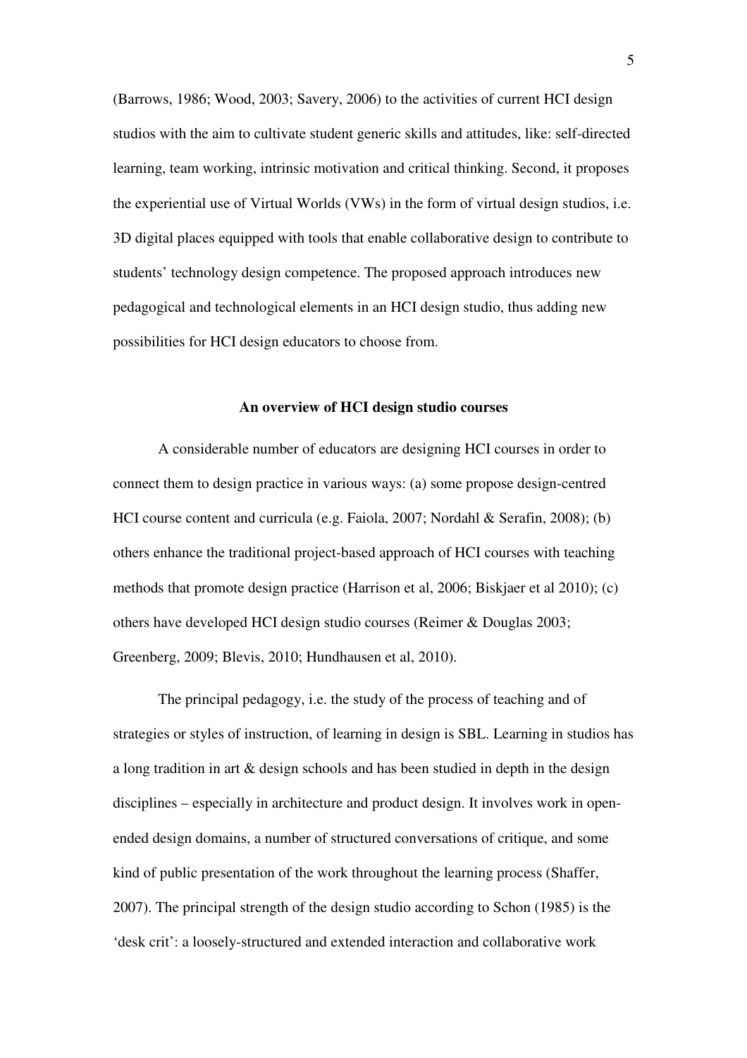(Barrows, 1986; Wood, 2003; Savery, 2006) to the activities of current HCI design studios with the aim to cultivate student generic skills and attitudes, like: self-directed learning, team working, intrinsic motivation and critical thinking. Second, it proposes the experiential use of Virtual Worlds (VWs) in the form of virtual design studios, i.e. 3D digital places equipped with tools that enable collaborative design to contribute to students' technology design competence. The proposed approach introduces new pedagogical and technological elements in an HCI design studio, thus adding new possibilities for HCI design educators to choose from.

## An overview of HCI design studio courses

A considerable number of educators are designing HCI courses in order to connect them to design practice in various ways: (a) some propose design-centred HCI course content and curricula (e.g. Faiola, 2007; Nordahl & Serafin, 2008); (b) others enhance the traditional project-based approach of HCI courses with teaching methods that promote design practice (Harrison et al, 2006; Biskjaer et al 2010); (c) others have developed HCI design studio courses (Reimer & Douglas 2003; Greenberg, 2009; Blevis, 2010; Hundhausen et al, 2010).

The principal pedagogy, i.e. the study of the process of teaching and of strategies or styles of instruction, of learning in design is SBL. Learning in studios has a long tradition in art & design schools and has been studied in depth in the design disciplines – especially in architecture and product design. It involves work in open-ended design domains, a number of structured conversations of critique, and some kind of public presentation of the work throughout the learning process (Shaffer, 2007). The principal strength of the design studio according to Schon (1985) is the 'desk crit': a loosely-structured and extended interaction and collaborative work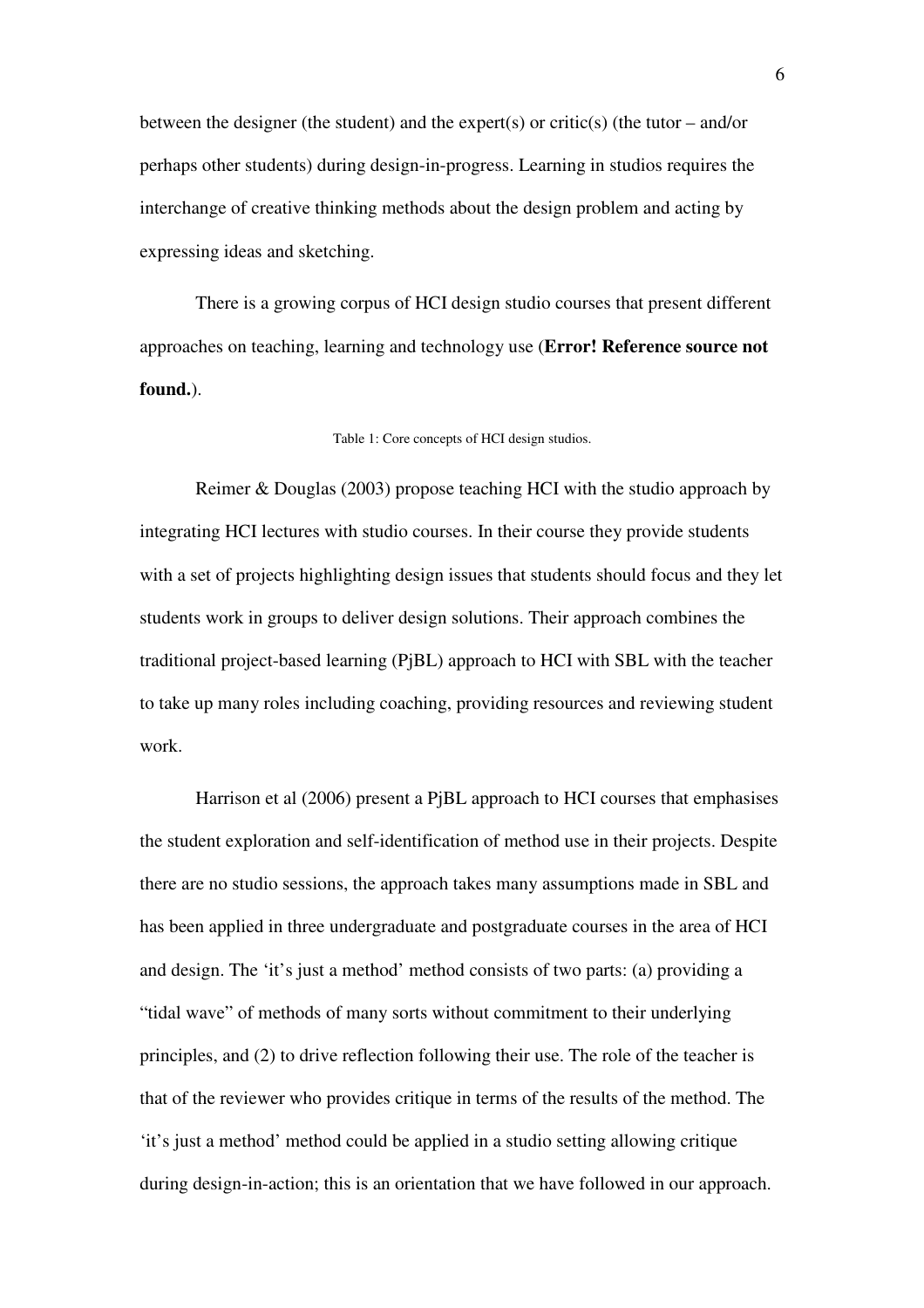between the designer (the student) and the expert(s) or critic(s) (the tutor – and/or perhaps other students) during design-in-progress. Learning in studios requires the interchange of creative thinking methods about the design problem and acting by expressing ideas and sketching.

There is a growing corpus of HCI design studio courses that present different approaches on teaching, learning and technology use (**Error! Reference source not found.**).

Table 1: Core concepts of HCI design studios.

Reimer & Douglas (2003) propose teaching HCI with the studio approach by integrating HCI lectures with studio courses. In their course they provide students with a set of projects highlighting design issues that students should focus and they let students work in groups to deliver design solutions. Their approach combines the traditional project-based learning (PjBL) approach to HCI with SBL with the teacher to take up many roles including coaching, providing resources and reviewing student work.

Harrison et al (2006) present a PjBL approach to HCI courses that emphasises the student exploration and self-identification of method use in their projects. Despite there are no studio sessions, the approach takes many assumptions made in SBL and has been applied in three undergraduate and postgraduate courses in the area of HCI and design. The 'it's just a method' method consists of two parts: (a) providing a "tidal wave" of methods of many sorts without commitment to their underlying principles, and (2) to drive reflection following their use. The role of the teacher is that of the reviewer who provides critique in terms of the results of the method. The 'it's just a method' method could be applied in a studio setting allowing critique during design-in-action; this is an orientation that we have followed in our approach.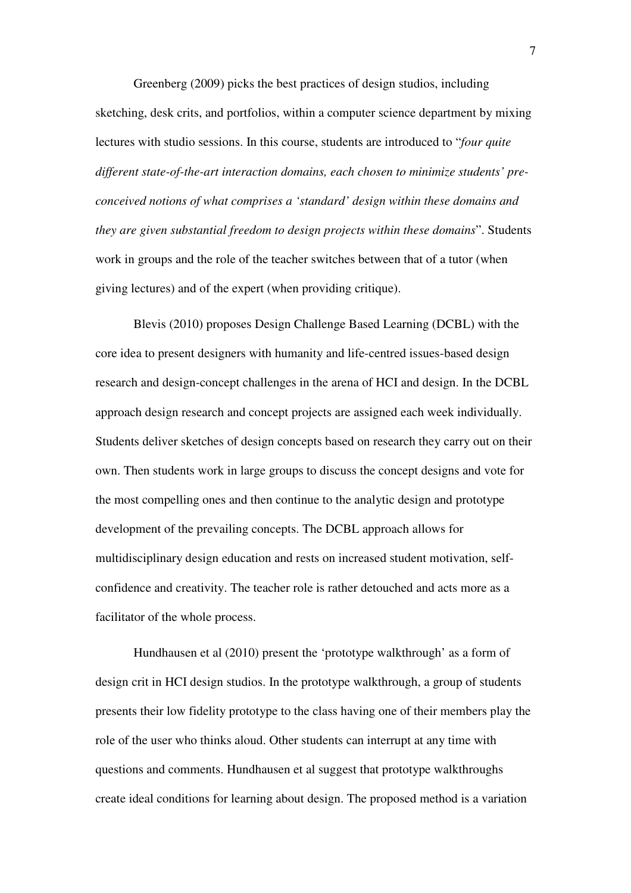Greenberg (2009) picks the best practices of design studios, including sketching, desk crits, and portfolios, within a computer science department by mixing lectures with studio sessions. In this course, students are introduced to "*four quite different state-of-the-art interaction domains, each chosen to minimize students' pre-conceived notions of what comprises a 'standard' design within these domains and they are given substantial freedom to design projects within these domains*". Students work in groups and the role of the teacher switches between that of a tutor (when giving lectures) and of the expert (when providing critique).

Blevis (2010) proposes Design Challenge Based Learning (DCBL) with the core idea to present designers with humanity and life-centred issues-based design research and design-concept challenges in the arena of HCI and design. In the DCBL approach design research and concept projects are assigned each week individually. Students deliver sketches of design concepts based on research they carry out on their own. Then students work in large groups to discuss the concept designs and vote for the most compelling ones and then continue to the analytic design and prototype development of the prevailing concepts. The DCBL approach allows for multidisciplinary design education and rests on increased student motivation, self-confidence and creativity. The teacher role is rather detouched and acts more as a facilitator of the whole process.

Hundhausen et al (2010) present the 'prototype walkthrough' as a form of design crit in HCI design studios. In the prototype walkthrough, a group of students presents their low fidelity prototype to the class having one of their members play the role of the user who thinks aloud. Other students can interrupt at any time with questions and comments. Hundhausen et al suggest that prototype walkthroughs create ideal conditions for learning about design. The proposed method is a variation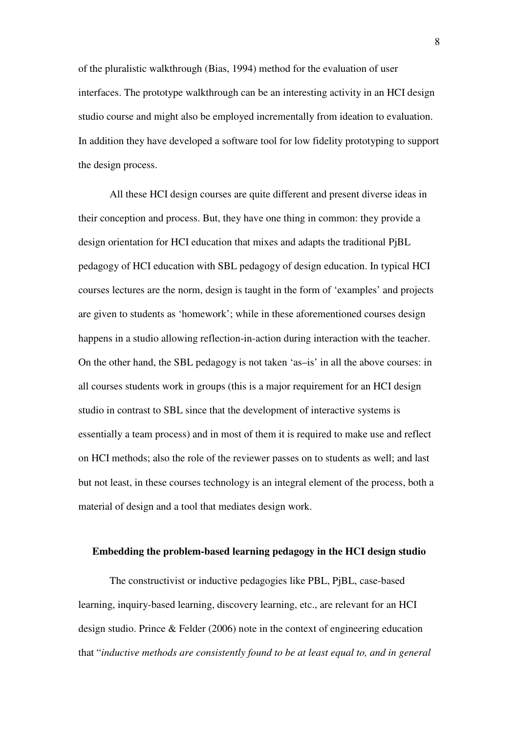of the pluralistic walkthrough (Bias, 1994) method for the evaluation of user interfaces. The prototype walkthrough can be an interesting activity in an HCI design studio course and might also be employed incrementally from ideation to evaluation. In addition they have developed a software tool for low fidelity prototyping to support the design process.

All these HCI design courses are quite different and present diverse ideas in their conception and process. But, they have one thing in common: they provide a design orientation for HCI education that mixes and adapts the traditional PjBL pedagogy of HCI education with SBL pedagogy of design education. In typical HCI courses lectures are the norm, design is taught in the form of 'examples' and projects are given to students as 'homework'; while in these aforementioned courses design happens in a studio allowing reflection-in-action during interaction with the teacher. On the other hand, the SBL pedagogy is not taken 'as–is' in all the above courses: in all courses students work in groups (this is a major requirement for an HCI design studio in contrast to SBL since that the development of interactive systems is essentially a team process) and in most of them it is required to make use and reflect on HCI methods; also the role of the reviewer passes on to students as well; and last but not least, in these courses technology is an integral element of the process, both a material of design and a tool that mediates design work.

## Embedding the problem-based learning pedagogy in the HCI design studio

The constructivist or inductive pedagogies like PBL, PjBL, case-based learning, inquiry-based learning, discovery learning, etc., are relevant for an HCI design studio. Prince & Felder (2006) note in the context of engineering education that "*inductive methods are consistently found to be at least equal to, and in general*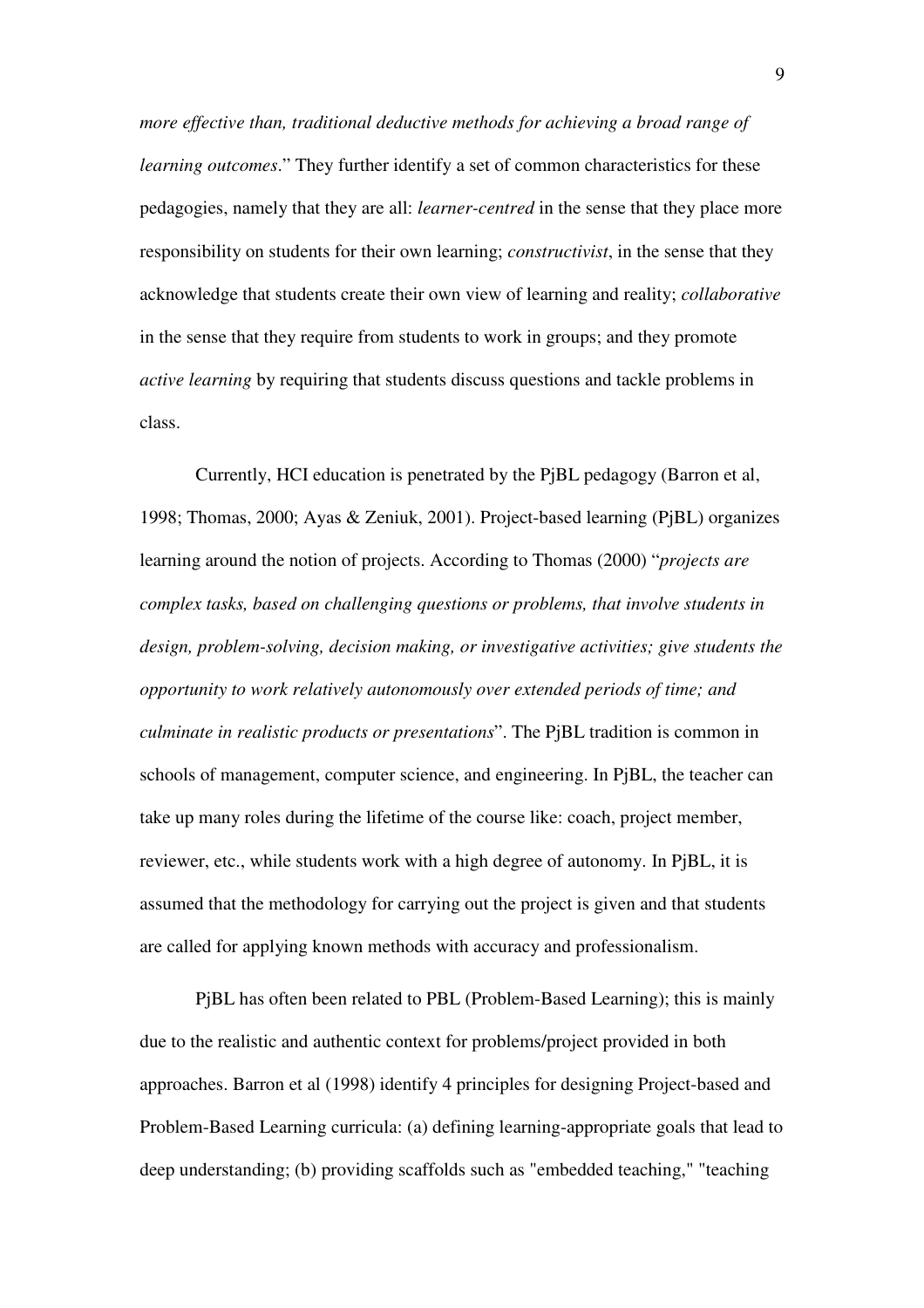*more effective than, traditional deductive methods for achieving a broad range of learning outcomes*." They further identify a set of common characteristics for these pedagogies, namely that they are all: *learner-centred* in the sense that they place more responsibility on students for their own learning; *constructivist*, in the sense that they acknowledge that students create their own view of learning and reality; *collaborative* in the sense that they require from students to work in groups; and they promote *active learning* by requiring that students discuss questions and tackle problems in class.

Currently, HCI education is penetrated by the PjBL pedagogy (Barron et al, 1998; Thomas, 2000; Ayas & Zeniuk, 2001). Project-based learning (PjBL) organizes learning around the notion of projects. According to Thomas (2000) "*projects are complex tasks, based on challenging questions or problems, that involve students in design, problem-solving, decision making, or investigative activities; give students the opportunity to work relatively autonomously over extended periods of time; and culminate in realistic products or presentations*". The PjBL tradition is common in schools of management, computer science, and engineering. In PjBL, the teacher can take up many roles during the lifetime of the course like: coach, project member, reviewer, etc., while students work with a high degree of autonomy. In PjBL, it is assumed that the methodology for carrying out the project is given and that students are called for applying known methods with accuracy and professionalism.

PjBL has often been related to PBL (Problem-Based Learning); this is mainly due to the realistic and authentic context for problems/project provided in both approaches. Barron et al (1998) identify 4 principles for designing Project-based and Problem-Based Learning curricula: (a) defining learning-appropriate goals that lead to deep understanding; (b) providing scaffolds such as "embedded teaching," "teaching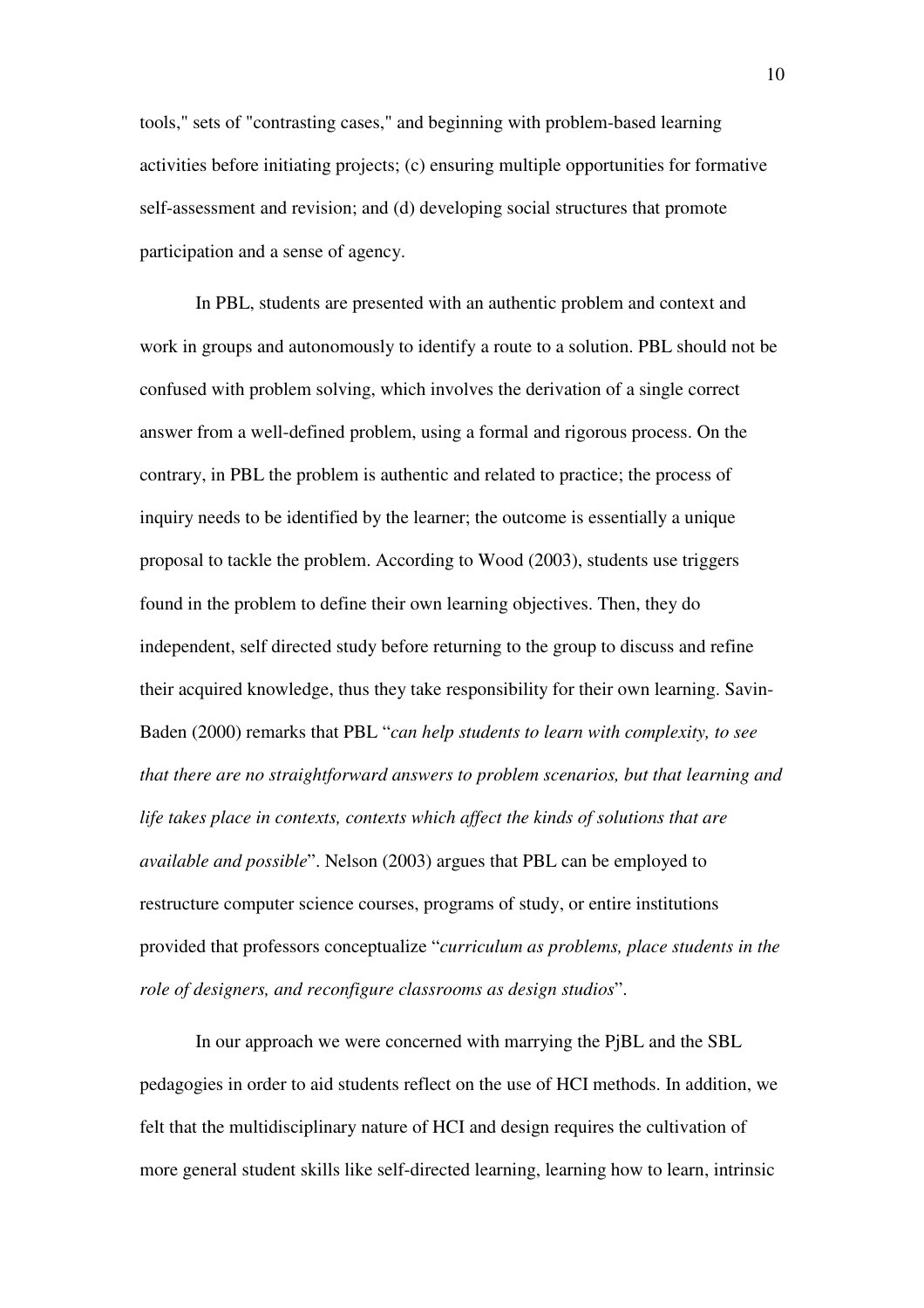tools," sets of "contrasting cases," and beginning with problem-based learning activities before initiating projects; (c) ensuring multiple opportunities for formative self-assessment and revision; and (d) developing social structures that promote participation and a sense of agency.

In PBL, students are presented with an authentic problem and context and work in groups and autonomously to identify a route to a solution. PBL should not be confused with problem solving, which involves the derivation of a single correct answer from a well-defined problem, using a formal and rigorous process. On the contrary, in PBL the problem is authentic and related to practice; the process of inquiry needs to be identified by the learner; the outcome is essentially a unique proposal to tackle the problem. According to Wood (2003), students use triggers found in the problem to define their own learning objectives. Then, they do independent, self directed study before returning to the group to discuss and refine their acquired knowledge, thus they take responsibility for their own learning. Savin-Baden (2000) remarks that PBL "*can help students to learn with complexity, to see that there are no straightforward answers to problem scenarios, but that learning and life takes place in contexts, contexts which affect the kinds of solutions that are available and possible*". Nelson (2003) argues that PBL can be employed to restructure computer science courses, programs of study, or entire institutions provided that professors conceptualize "*curriculum as problems, place students in the role of designers, and reconfigure classrooms as design studios*".

In our approach we were concerned with marrying the PjBL and the SBL pedagogies in order to aid students reflect on the use of HCI methods. In addition, we felt that the multidisciplinary nature of HCI and design requires the cultivation of more general student skills like self-directed learning, learning how to learn, intrinsic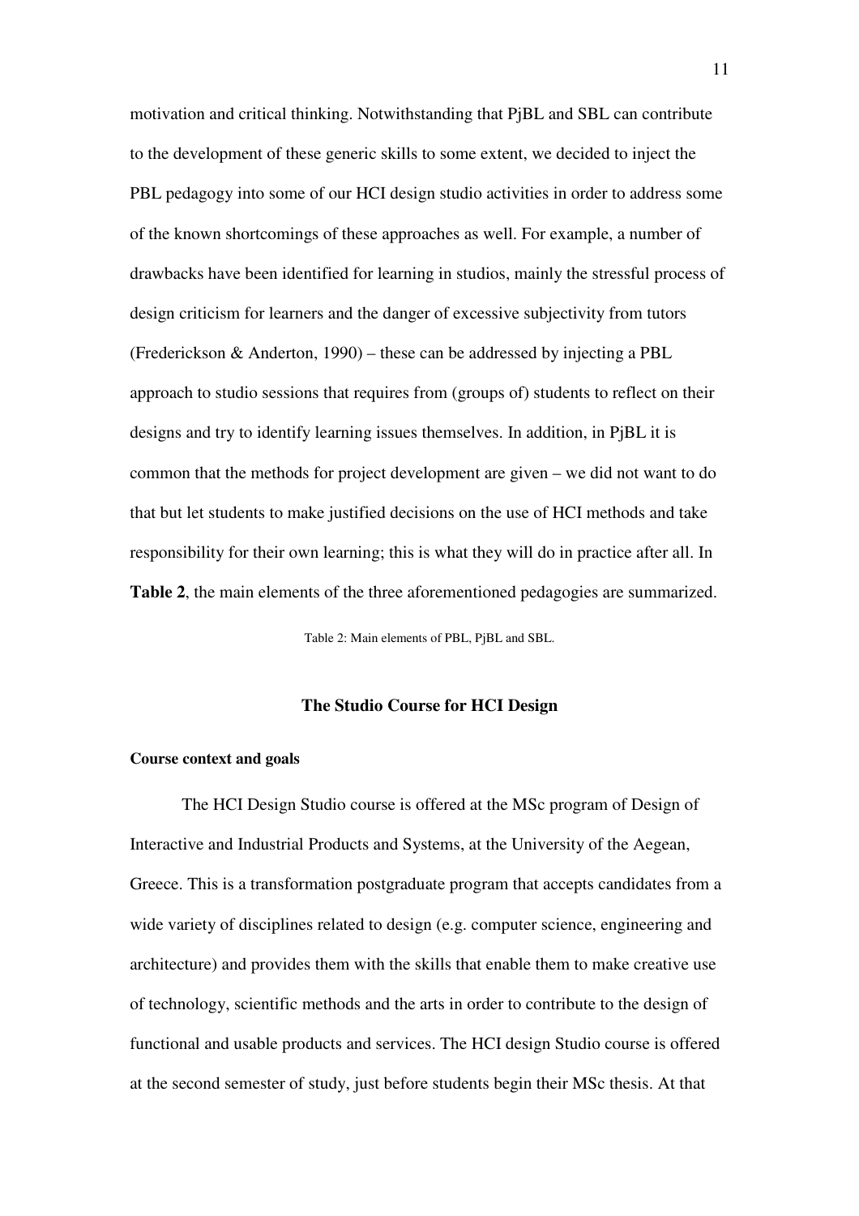motivation and critical thinking. Notwithstanding that PjBL and SBL can contribute to the development of these generic skills to some extent, we decided to inject the PBL pedagogy into some of our HCI design studio activities in order to address some of the known shortcomings of these approaches as well. For example, a number of drawbacks have been identified for learning in studios, mainly the stressful process of design criticism for learners and the danger of excessive subjectivity from tutors (Frederickson & Anderton, 1990) – these can be addressed by injecting a PBL approach to studio sessions that requires from (groups of) students to reflect on their designs and try to identify learning issues themselves. In addition, in PjBL it is common that the methods for project development are given – we did not want to do that but let students to make justified decisions on the use of HCI methods and take responsibility for their own learning; this is what they will do in practice after all. In **Table 2**, the main elements of the three aforementioned pedagogies are summarized.

Table 2: Main elements of PBL, PjBL and SBL.

## The Studio Course for HCI Design

### Course context and goals

The HCI Design Studio course is offered at the MSc program of Design of Interactive and Industrial Products and Systems, at the University of the Aegean, Greece. This is a transformation postgraduate program that accepts candidates from a wide variety of disciplines related to design (e.g. computer science, engineering and architecture) and provides them with the skills that enable them to make creative use of technology, scientific methods and the arts in order to contribute to the design of functional and usable products and services. The HCI design Studio course is offered at the second semester of study, just before students begin their MSc thesis. At that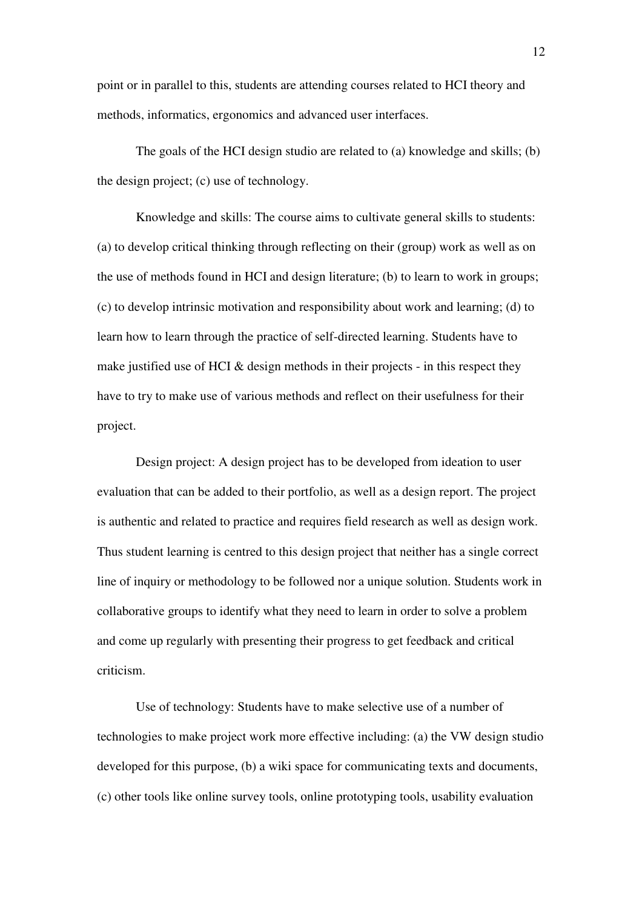point or in parallel to this, students are attending courses related to HCI theory and methods, informatics, ergonomics and advanced user interfaces.

The goals of the HCI design studio are related to (a) knowledge and skills; (b) the design project; (c) use of technology.

Knowledge and skills: The course aims to cultivate general skills to students: (a) to develop critical thinking through reflecting on their (group) work as well as on the use of methods found in HCI and design literature; (b) to learn to work in groups; (c) to develop intrinsic motivation and responsibility about work and learning; (d) to learn how to learn through the practice of self-directed learning. Students have to make justified use of HCI & design methods in their projects - in this respect they have to try to make use of various methods and reflect on their usefulness for their project.

Design project: A design project has to be developed from ideation to user evaluation that can be added to their portfolio, as well as a design report. The project is authentic and related to practice and requires field research as well as design work. Thus student learning is centred to this design project that neither has a single correct line of inquiry or methodology to be followed nor a unique solution. Students work in collaborative groups to identify what they need to learn in order to solve a problem and come up regularly with presenting their progress to get feedback and critical criticism.

Use of technology: Students have to make selective use of a number of technologies to make project work more effective including: (a) the VW design studio developed for this purpose, (b) a wiki space for communicating texts and documents, (c) other tools like online survey tools, online prototyping tools, usability evaluation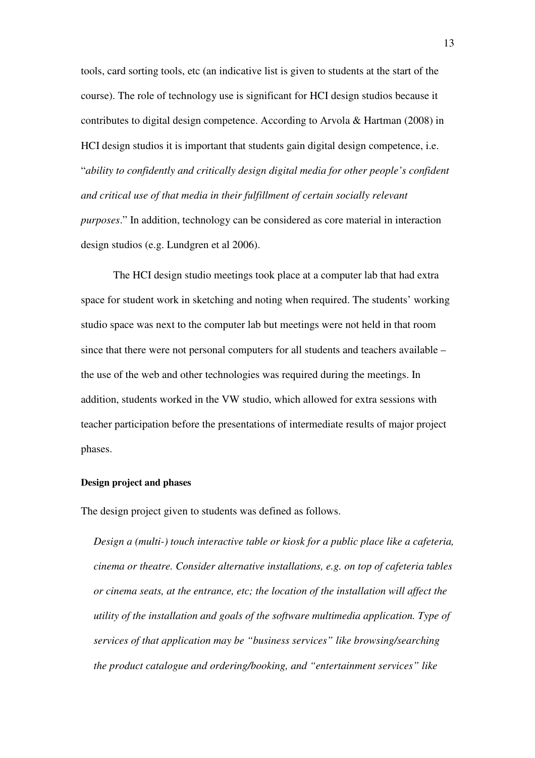tools, card sorting tools, etc (an indicative list is given to students at the start of the course). The role of technology use is significant for HCI design studios because it contributes to digital design competence. According to Arvola & Hartman (2008) in HCI design studios it is important that students gain digital design competence, i.e. "*ability to confidently and critically design digital media for other people's confident and critical use of that media in their fulfillment of certain socially relevant purposes*." In addition, technology can be considered as core material in interaction design studios (e.g. Lundgren et al 2006).

The HCI design studio meetings took place at a computer lab that had extra space for student work in sketching and noting when required. The students' working studio space was next to the computer lab but meetings were not held in that room since that there were not personal computers for all students and teachers available – the use of the web and other technologies was required during the meetings. In addition, students worked in the VW studio, which allowed for extra sessions with teacher participation before the presentations of intermediate results of major project phases.

**Design project and phases**

The design project given to students was defined as follows.

> *Design a (multi-) touch interactive table or kiosk for a public place like a cafeteria, cinema or theatre. Consider alternative installations, e.g. on top of cafeteria tables or cinema seats, at the entrance, etc; the location of the installation will affect the utility of the installation and goals of the software multimedia application. Type of services of that application may be "business services" like browsing/searching the product catalogue and ordering/booking, and "entertainment services" like*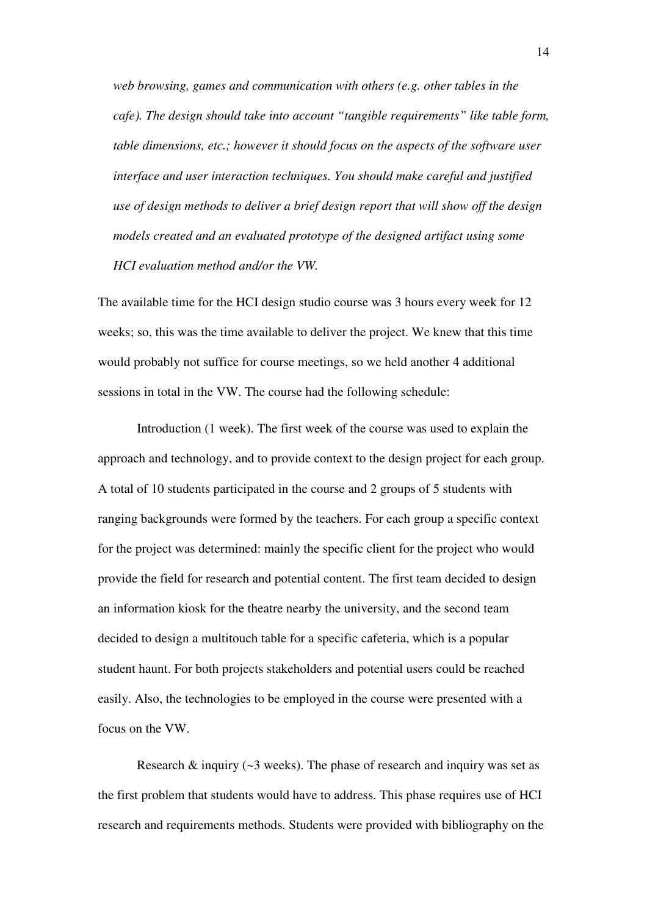*web browsing, games and communication with others (e.g. other tables in the cafe). The design should take into account "tangible requirements" like table form, table dimensions, etc.; however it should focus on the aspects of the software user interface and user interaction techniques. You should make careful and justified use of design methods to deliver a brief design report that will show off the design models created and an evaluated prototype of the designed artifact using some HCI evaluation method and/or the VW.*

The available time for the HCI design studio course was 3 hours every week for 12 weeks; so, this was the time available to deliver the project. We knew that this time would probably not suffice for course meetings, so we held another 4 additional sessions in total in the VW. The course had the following schedule:

Introduction (1 week). The first week of the course was used to explain the approach and technology, and to provide context to the design project for each group. A total of 10 students participated in the course and 2 groups of 5 students with ranging backgrounds were formed by the teachers. For each group a specific context for the project was determined: mainly the specific client for the project who would provide the field for research and potential content. The first team decided to design an information kiosk for the theatre nearby the university, and the second team decided to design a multitouch table for a specific cafeteria, which is a popular student haunt. For both projects stakeholders and potential users could be reached easily. Also, the technologies to be employed in the course were presented with a focus on the VW.

Research & inquiry (~3 weeks). The phase of research and inquiry was set as the first problem that students would have to address. This phase requires use of HCI research and requirements methods. Students were provided with bibliography on the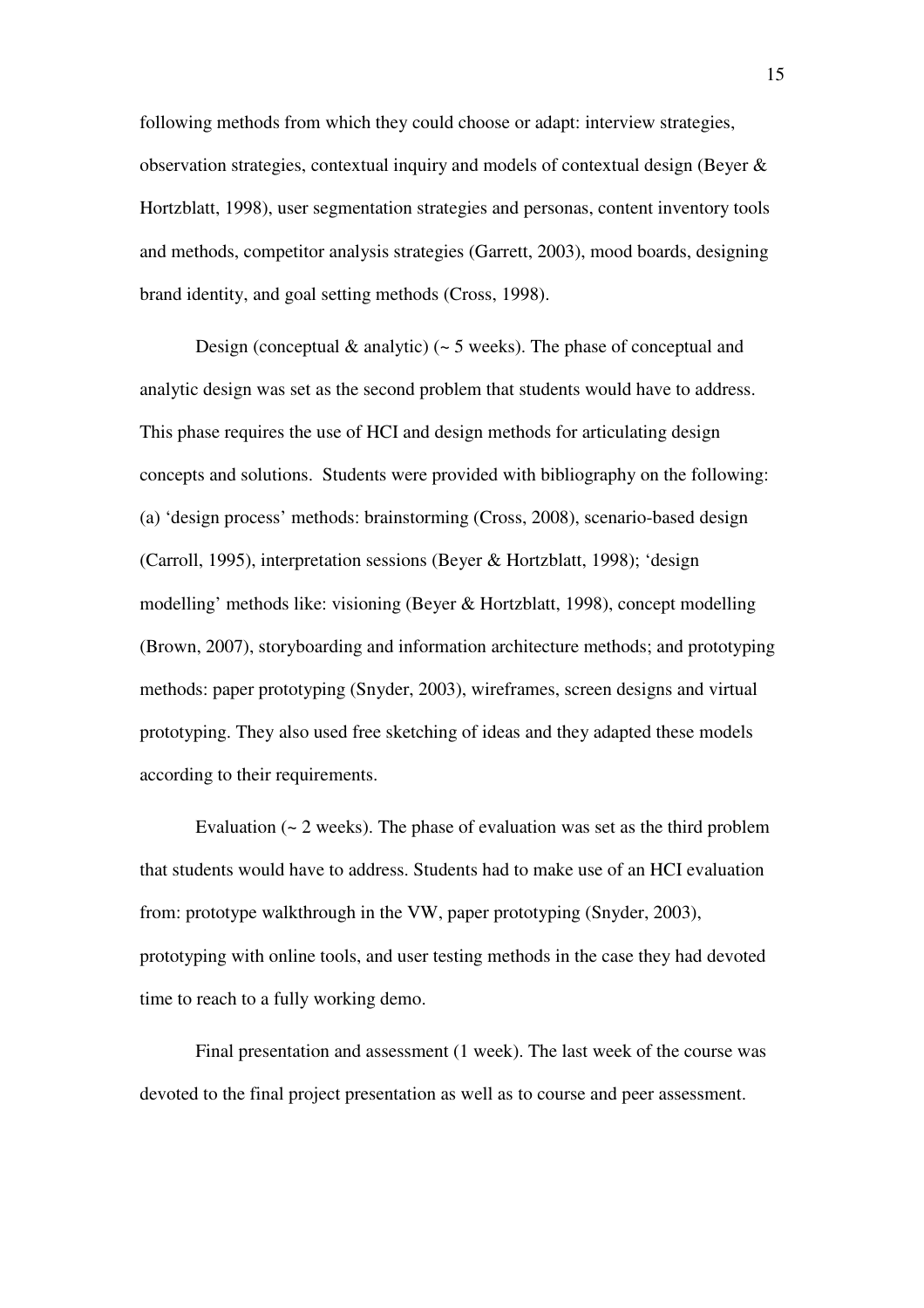following methods from which they could choose or adapt: interview strategies, observation strategies, contextual inquiry and models of contextual design (Beyer & Hortzblatt, 1998), user segmentation strategies and personas, content inventory tools and methods, competitor analysis strategies (Garrett, 2003), mood boards, designing brand identity, and goal setting methods (Cross, 1998).

Design (conceptual & analytic) (~ 5 weeks). The phase of conceptual and analytic design was set as the second problem that students would have to address. This phase requires the use of HCI and design methods for articulating design concepts and solutions. Students were provided with bibliography on the following: (a) 'design process' methods: brainstorming (Cross, 2008), scenario-based design (Carroll, 1995), interpretation sessions (Beyer & Hortzblatt, 1998); 'design modelling' methods like: visioning (Beyer & Hortzblatt, 1998), concept modelling (Brown, 2007), storyboarding and information architecture methods; and prototyping methods: paper prototyping (Snyder, 2003), wireframes, screen designs and virtual prototyping. They also used free sketching of ideas and they adapted these models according to their requirements.

Evaluation (~ 2 weeks). The phase of evaluation was set as the third problem that students would have to address. Students had to make use of an HCI evaluation from: prototype walkthrough in the VW, paper prototyping (Snyder, 2003), prototyping with online tools, and user testing methods in the case they had devoted time to reach to a fully working demo.

Final presentation and assessment (1 week). The last week of the course was devoted to the final project presentation as well as to course and peer assessment.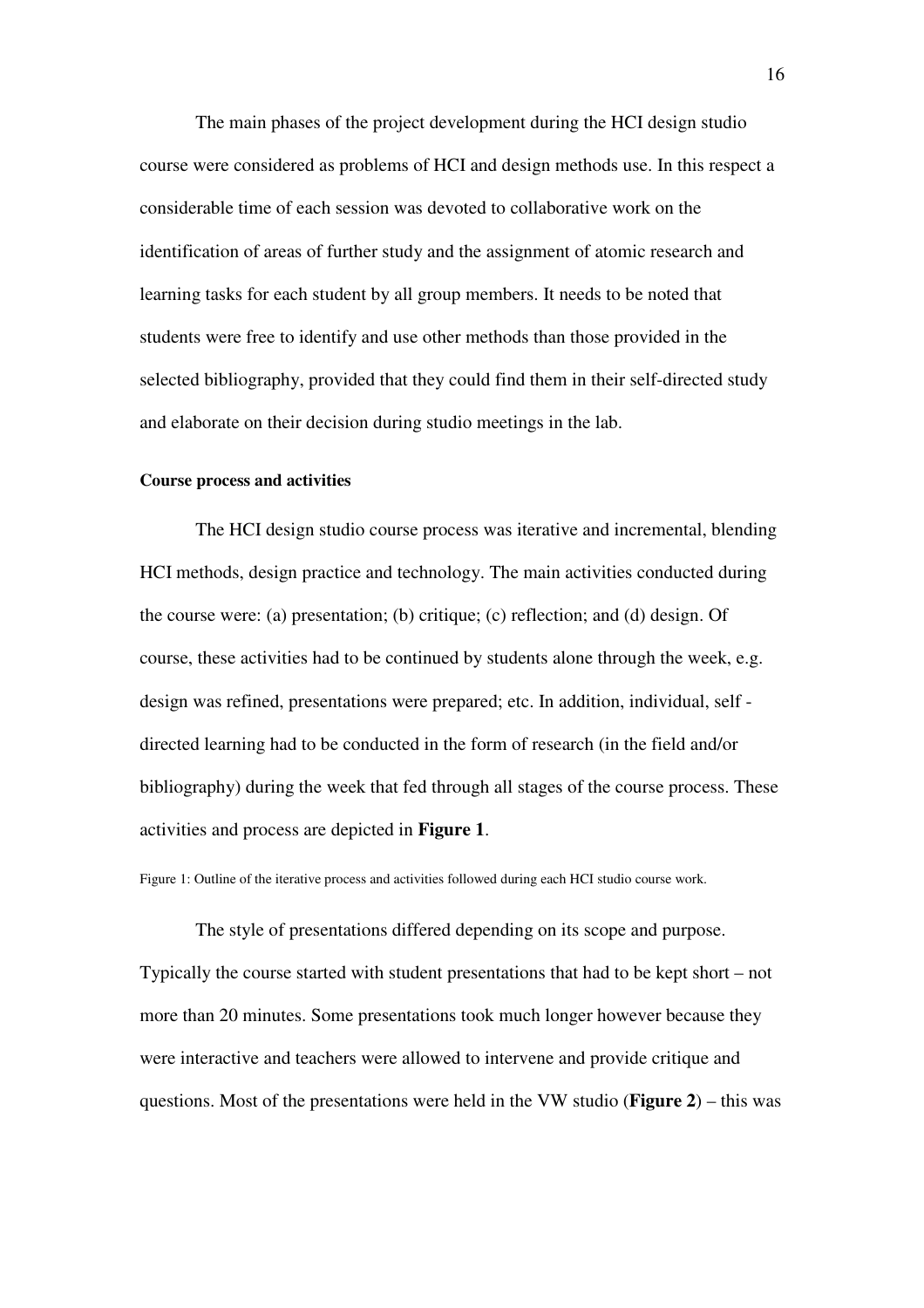The main phases of the project development during the HCI design studio course were considered as problems of HCI and design methods use. In this respect a considerable time of each session was devoted to collaborative work on the identification of areas of further study and the assignment of atomic research and learning tasks for each student by all group members. It needs to be noted that students were free to identify and use other methods than those provided in the selected bibliography, provided that they could find them in their self-directed study and elaborate on their decision during studio meetings in the lab.

#### Course process and activities

The HCI design studio course process was iterative and incremental, blending HCI methods, design practice and technology. The main activities conducted during the course were: (a) presentation; (b) critique; (c) reflection; and (d) design. Of course, these activities had to be continued by students alone through the week, e.g. design was refined, presentations were prepared; etc. In addition, individual, self - directed learning had to be conducted in the form of research (in the field and/or bibliography) during the week that fed through all stages of the course process. These activities and process are depicted in **Figure 1**.

Figure 1: Outline of the iterative process and activities followed during each HCI studio course work.

The style of presentations differed depending on its scope and purpose. Typically the course started with student presentations that had to be kept short – not more than 20 minutes. Some presentations took much longer however because they were interactive and teachers were allowed to intervene and provide critique and questions. Most of the presentations were held in the VW studio (**Figure 2**) – this was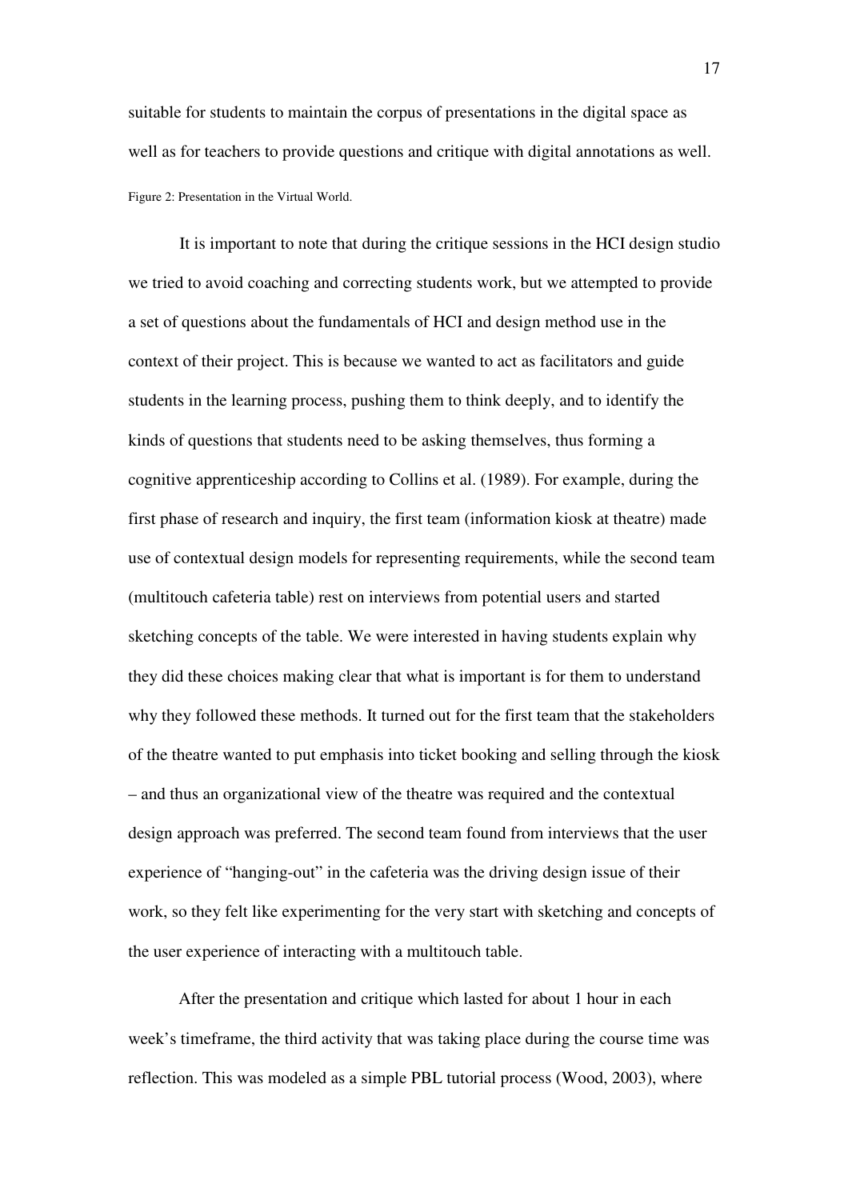suitable for students to maintain the corpus of presentations in the digital space as well as for teachers to provide questions and critique with digital annotations as well.

Figure 2: Presentation in the Virtual World.

It is important to note that during the critique sessions in the HCI design studio we tried to avoid coaching and correcting students work, but we attempted to provide a set of questions about the fundamentals of HCI and design method use in the context of their project. This is because we wanted to act as facilitators and guide students in the learning process, pushing them to think deeply, and to identify the kinds of questions that students need to be asking themselves, thus forming a cognitive apprenticeship according to Collins et al. (1989). For example, during the first phase of research and inquiry, the first team (information kiosk at theatre) made use of contextual design models for representing requirements, while the second team (multitouch cafeteria table) rest on interviews from potential users and started sketching concepts of the table. We were interested in having students explain why they did these choices making clear that what is important is for them to understand why they followed these methods. It turned out for the first team that the stakeholders of the theatre wanted to put emphasis into ticket booking and selling through the kiosk – and thus an organizational view of the theatre was required and the contextual design approach was preferred. The second team found from interviews that the user experience of "hanging-out" in the cafeteria was the driving design issue of their work, so they felt like experimenting for the very start with sketching and concepts of the user experience of interacting with a multitouch table.

After the presentation and critique which lasted for about 1 hour in each week's timeframe, the third activity that was taking place during the course time was reflection. This was modeled as a simple PBL tutorial process (Wood, 2003), where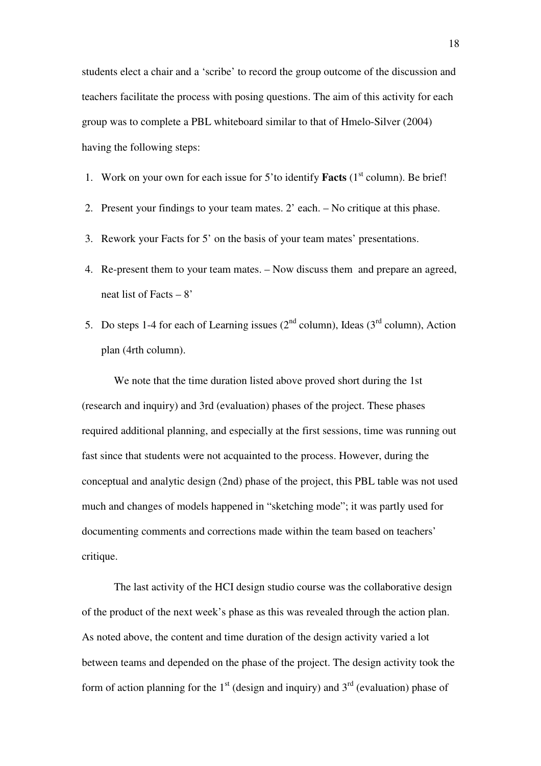students elect a chair and a 'scribe' to record the group outcome of the discussion and teachers facilitate the process with posing questions. The aim of this activity for each group was to complete a PBL whiteboard similar to that of Hmelo-Silver (2004) having the following steps:

1. Work on your own for each issue for 5'to identify **Facts** (1st column). Be brief!
2. Present your findings to your team mates. 2' each. – No critique at this phase.
3. Rework your Facts for 5' on the basis of your team mates' presentations.
4. Re-present them to your team mates. – Now discuss them and prepare an agreed, neat list of Facts – 8'
5. Do steps 1-4 for each of Learning issues (2nd column), Ideas (3rd column), Action plan (4rth column).

We note that the time duration listed above proved short during the 1st (research and inquiry) and 3rd (evaluation) phases of the project. These phases required additional planning, and especially at the first sessions, time was running out fast since that students were not acquainted to the process. However, during the conceptual and analytic design (2nd) phase of the project, this PBL table was not used much and changes of models happened in "sketching mode"; it was partly used for documenting comments and corrections made within the team based on teachers' critique.

The last activity of the HCI design studio course was the collaborative design of the product of the next week's phase as this was revealed through the action plan. As noted above, the content and time duration of the design activity varied a lot between teams and depended on the phase of the project. The design activity took the form of action planning for the 1st (design and inquiry) and 3rd (evaluation) phase of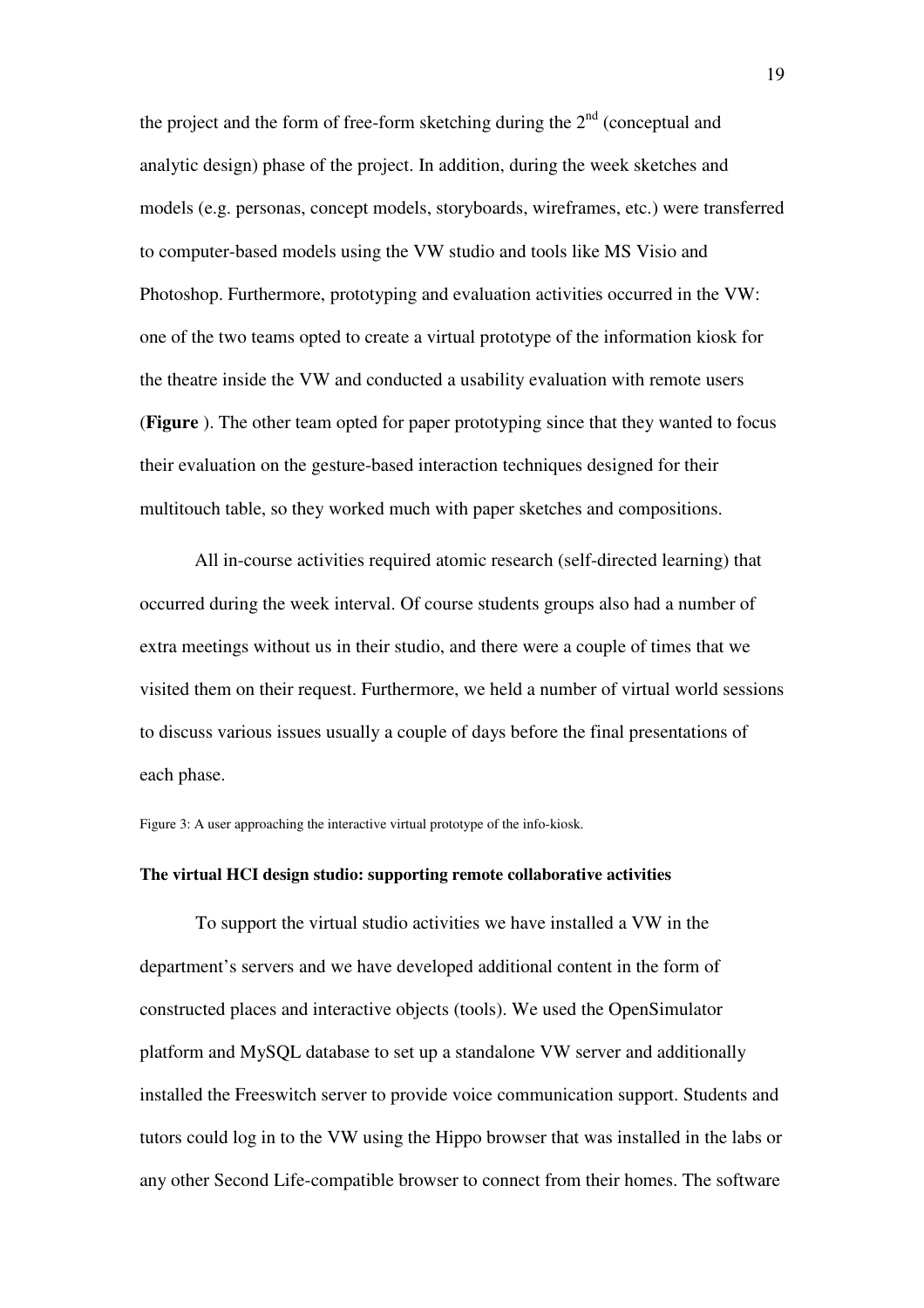the project and the form of free-form sketching during the 2nd (conceptual and analytic design) phase of the project. In addition, during the week sketches and models (e.g. personas, concept models, storyboards, wireframes, etc.) were transferred to computer-based models using the VW studio and tools like MS Visio and Photoshop. Furthermore, prototyping and evaluation activities occurred in the VW: one of the two teams opted to create a virtual prototype of the information kiosk for the theatre inside the VW and conducted a usability evaluation with remote users (**Figure** ). The other team opted for paper prototyping since that they wanted to focus their evaluation on the gesture-based interaction techniques designed for their multitouch table, so they worked much with paper sketches and compositions.

All in-course activities required atomic research (self-directed learning) that occurred during the week interval. Of course students groups also had a number of extra meetings without us in their studio, and there were a couple of times that we visited them on their request. Furthermore, we held a number of virtual world sessions to discuss various issues usually a couple of days before the final presentations of each phase.

Figure 3: A user approaching the interactive virtual prototype of the info-kiosk.

**The virtual HCI design studio: supporting remote collaborative activities**

To support the virtual studio activities we have installed a VW in the department's servers and we have developed additional content in the form of constructed places and interactive objects (tools). We used the OpenSimulator platform and MySQL database to set up a standalone VW server and additionally installed the Freeswitch server to provide voice communication support. Students and tutors could log in to the VW using the Hippo browser that was installed in the labs or any other Second Life-compatible browser to connect from their homes. The software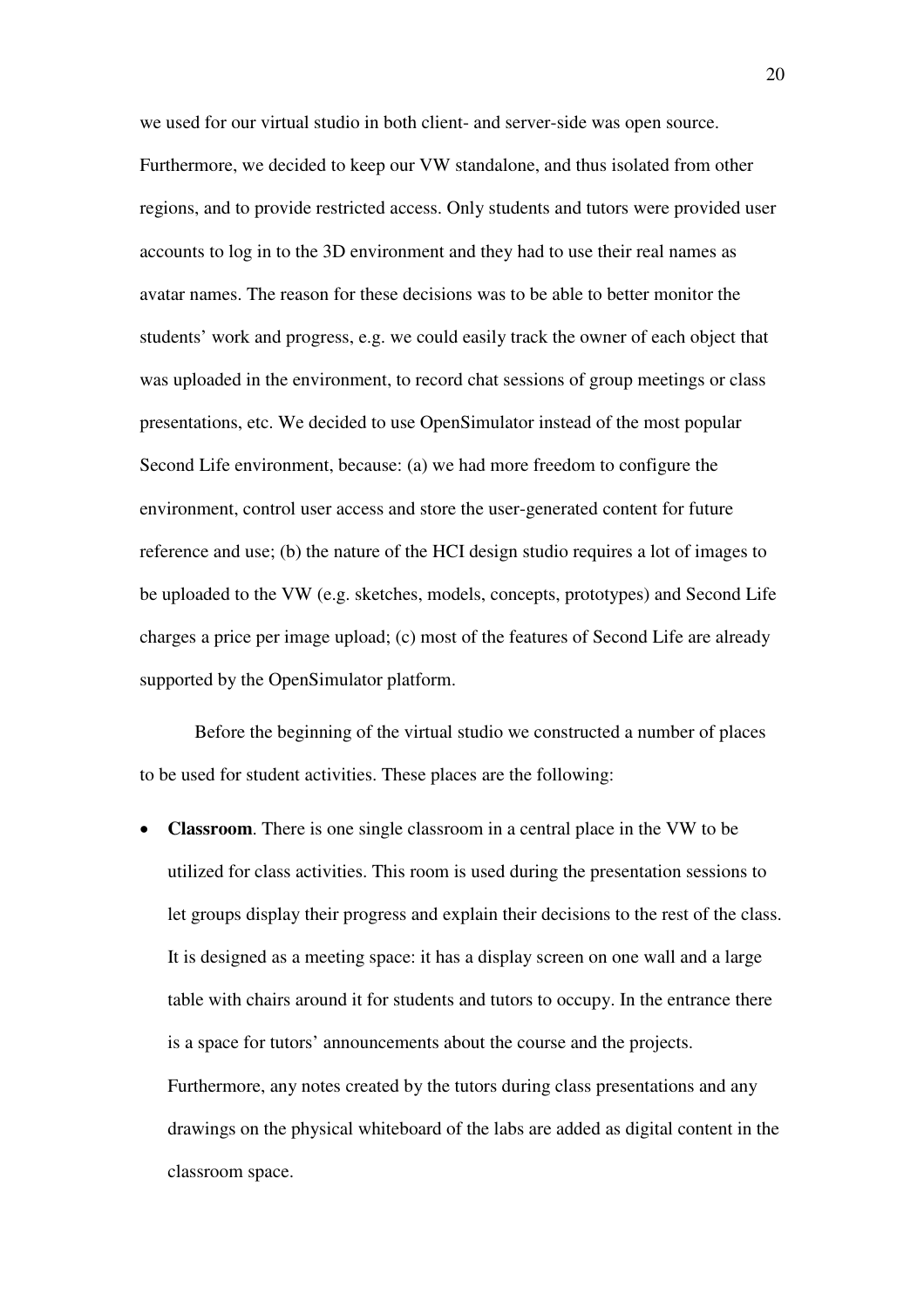we used for our virtual studio in both client- and server-side was open source. Furthermore, we decided to keep our VW standalone, and thus isolated from other regions, and to provide restricted access. Only students and tutors were provided user accounts to log in to the 3D environment and they had to use their real names as avatar names. The reason for these decisions was to be able to better monitor the students' work and progress, e.g. we could easily track the owner of each object that was uploaded in the environment, to record chat sessions of group meetings or class presentations, etc. We decided to use OpenSimulator instead of the most popular Second Life environment, because: (a) we had more freedom to configure the environment, control user access and store the user-generated content for future reference and use; (b) the nature of the HCI design studio requires a lot of images to be uploaded to the VW (e.g. sketches, models, concepts, prototypes) and Second Life charges a price per image upload; (c) most of the features of Second Life are already supported by the OpenSimulator platform.

Before the beginning of the virtual studio we constructed a number of places to be used for student activities. These places are the following:

- **Classroom**. There is one single classroom in a central place in the VW to be utilized for class activities. This room is used during the presentation sessions to let groups display their progress and explain their decisions to the rest of the class. It is designed as a meeting space: it has a display screen on one wall and a large table with chairs around it for students and tutors to occupy. In the entrance there is a space for tutors' announcements about the course and the projects. Furthermore, any notes created by the tutors during class presentations and any drawings on the physical whiteboard of the labs are added as digital content in the classroom space.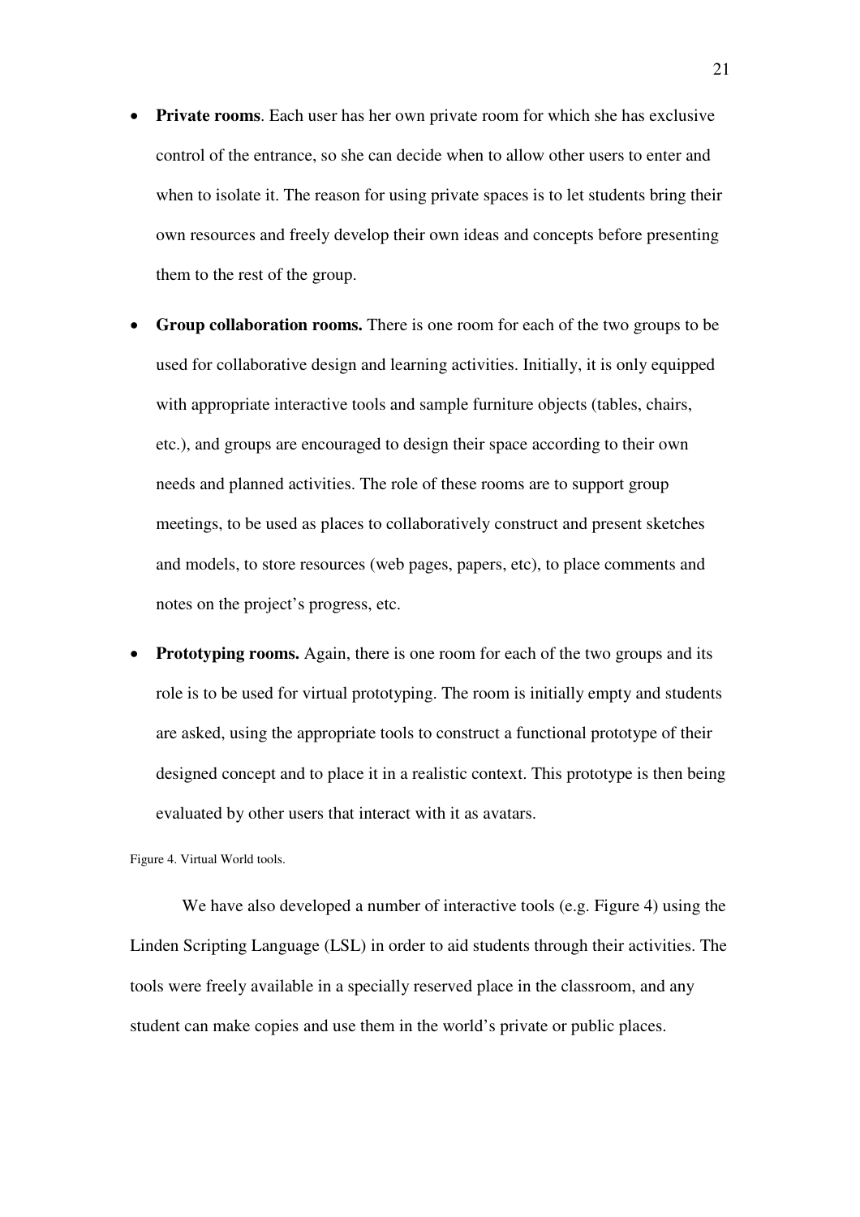- **Private rooms**. Each user has her own private room for which she has exclusive control of the entrance, so she can decide when to allow other users to enter and when to isolate it. The reason for using private spaces is to let students bring their own resources and freely develop their own ideas and concepts before presenting them to the rest of the group.
- **Group collaboration rooms.** There is one room for each of the two groups to be used for collaborative design and learning activities. Initially, it is only equipped with appropriate interactive tools and sample furniture objects (tables, chairs, etc.), and groups are encouraged to design their space according to their own needs and planned activities. The role of these rooms are to support group meetings, to be used as places to collaboratively construct and present sketches and models, to store resources (web pages, papers, etc), to place comments and notes on the project's progress, etc.
- **Prototyping rooms.** Again, there is one room for each of the two groups and its role is to be used for virtual prototyping. The room is initially empty and students are asked, using the appropriate tools to construct a functional prototype of their designed concept and to place it in a realistic context. This prototype is then being evaluated by other users that interact with it as avatars.

Figure 4. Virtual World tools.

We have also developed a number of interactive tools (e.g. Figure 4) using the Linden Scripting Language (LSL) in order to aid students through their activities. The tools were freely available in a specially reserved place in the classroom, and any student can make copies and use them in the world's private or public places.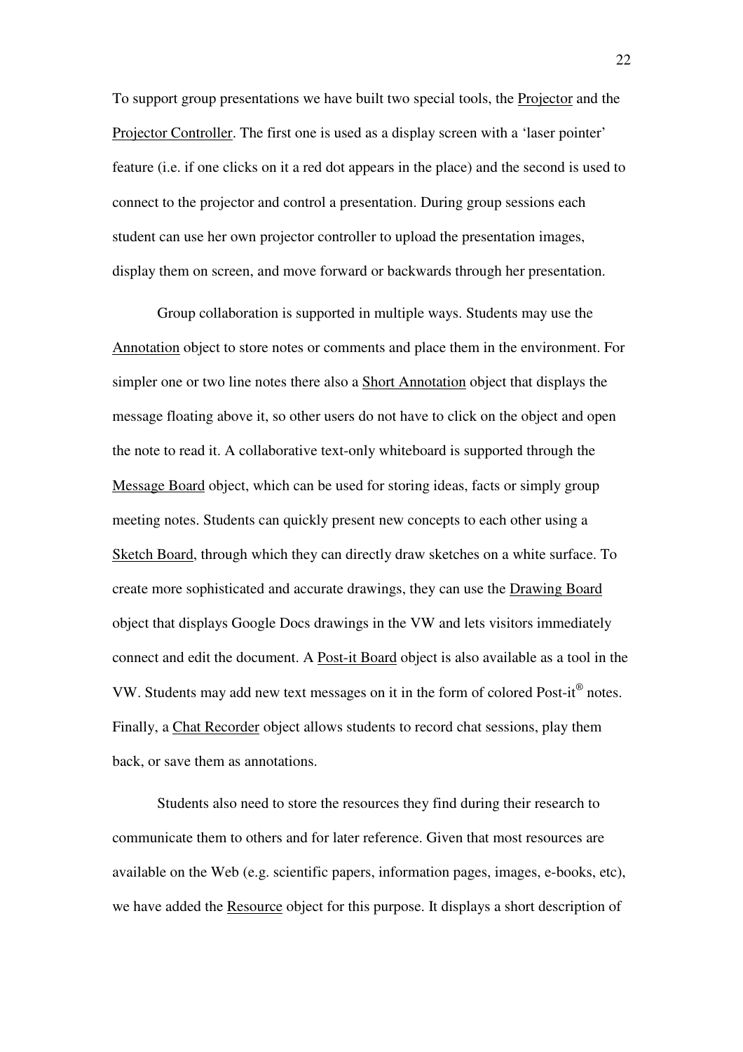To support group presentations we have built two special tools, the Projector and the Projector Controller. The first one is used as a display screen with a 'laser pointer' feature (i.e. if one clicks on it a red dot appears in the place) and the second is used to connect to the projector and control a presentation. During group sessions each student can use her own projector controller to upload the presentation images, display them on screen, and move forward or backwards through her presentation.

Group collaboration is supported in multiple ways. Students may use the Annotation object to store notes or comments and place them in the environment. For simpler one or two line notes there also a Short Annotation object that displays the message floating above it, so other users do not have to click on the object and open the note to read it. A collaborative text-only whiteboard is supported through the Message Board object, which can be used for storing ideas, facts or simply group meeting notes. Students can quickly present new concepts to each other using a Sketch Board, through which they can directly draw sketches on a white surface. To create more sophisticated and accurate drawings, they can use the Drawing Board object that displays Google Docs drawings in the VW and lets visitors immediately connect and edit the document. A Post-it Board object is also available as a tool in the VW. Students may add new text messages on it in the form of colored Post-it® notes. Finally, a Chat Recorder object allows students to record chat sessions, play them back, or save them as annotations.

Students also need to store the resources they find during their research to communicate them to others and for later reference. Given that most resources are available on the Web (e.g. scientific papers, information pages, images, e-books, etc), we have added the Resource object for this purpose. It displays a short description of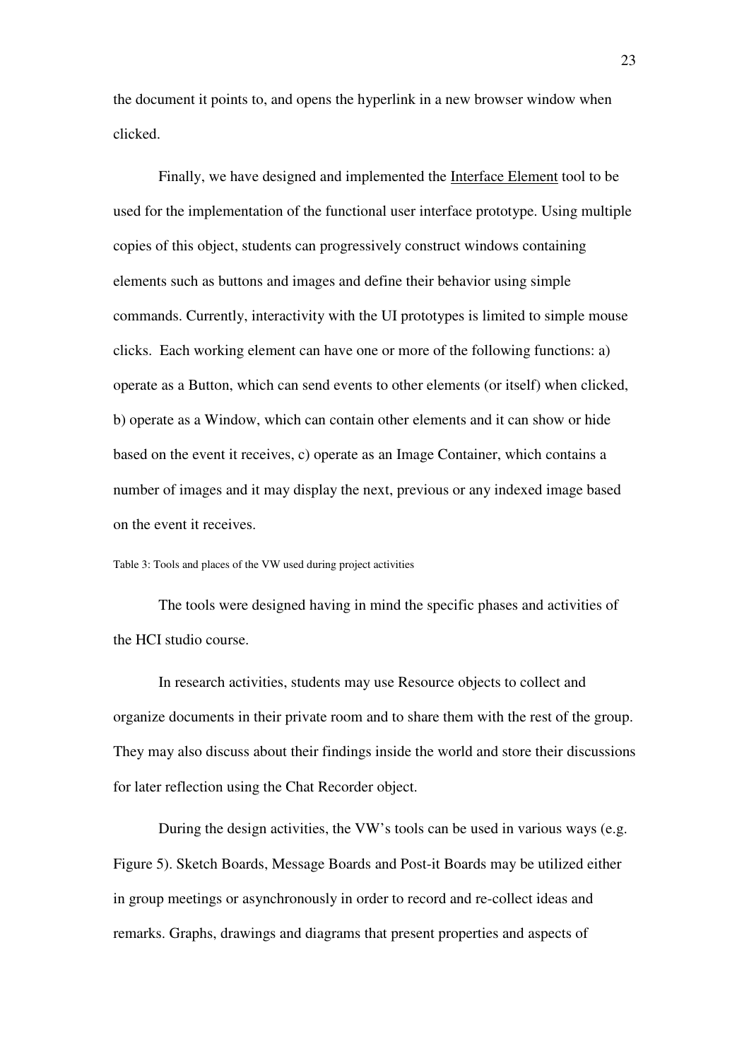the document it points to, and opens the hyperlink in a new browser window when clicked.

Finally, we have designed and implemented the Interface Element tool to be used for the implementation of the functional user interface prototype. Using multiple copies of this object, students can progressively construct windows containing elements such as buttons and images and define their behavior using simple commands. Currently, interactivity with the UI prototypes is limited to simple mouse clicks. Each working element can have one or more of the following functions: a) operate as a Button, which can send events to other elements (or itself) when clicked, b) operate as a Window, which can contain other elements and it can show or hide based on the event it receives, c) operate as an Image Container, which contains a number of images and it may display the next, previous or any indexed image based on the event it receives.

Table 3: Tools and places of the VW used during project activities

The tools were designed having in mind the specific phases and activities of the HCI studio course.

In research activities, students may use Resource objects to collect and organize documents in their private room and to share them with the rest of the group. They may also discuss about their findings inside the world and store their discussions for later reflection using the Chat Recorder object.

During the design activities, the VW's tools can be used in various ways (e.g. Figure 5). Sketch Boards, Message Boards and Post-it Boards may be utilized either in group meetings or asynchronously in order to record and re-collect ideas and remarks. Graphs, drawings and diagrams that present properties and aspects of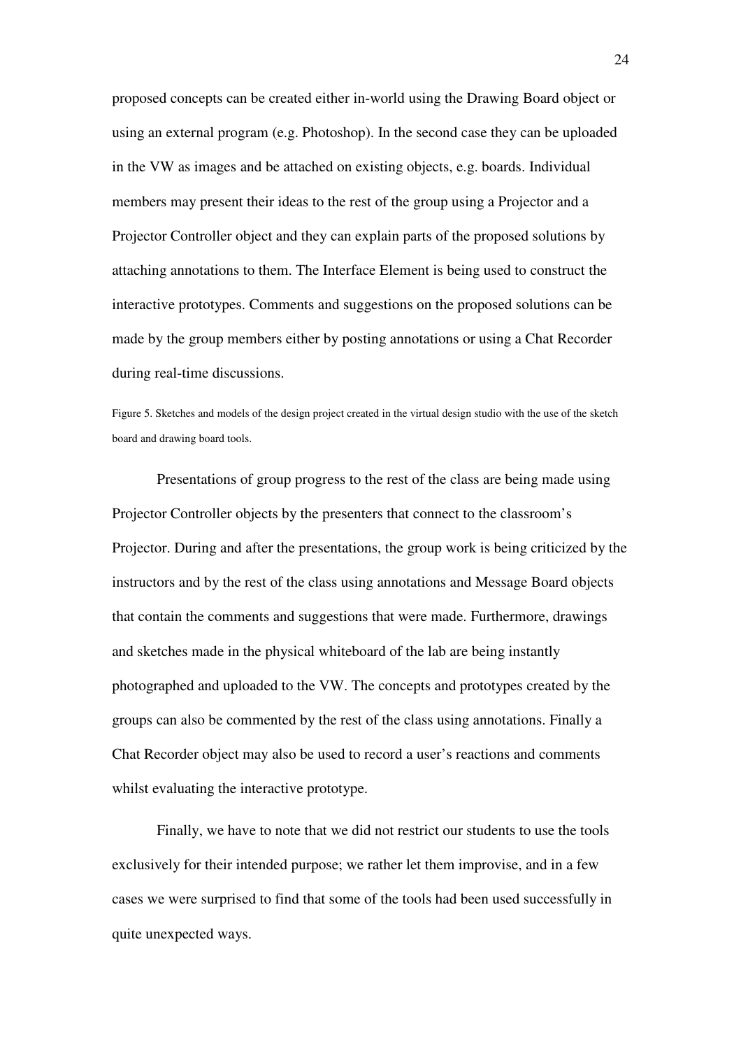proposed concepts can be created either in-world using the Drawing Board object or using an external program (e.g. Photoshop). In the second case they can be uploaded in the VW as images and be attached on existing objects, e.g. boards. Individual members may present their ideas to the rest of the group using a Projector and a Projector Controller object and they can explain parts of the proposed solutions by attaching annotations to them. The Interface Element is being used to construct the interactive prototypes. Comments and suggestions on the proposed solutions can be made by the group members either by posting annotations or using a Chat Recorder during real-time discussions.

Figure 5. Sketches and models of the design project created in the virtual design studio with the use of the sketch board and drawing board tools.

Presentations of group progress to the rest of the class are being made using Projector Controller objects by the presenters that connect to the classroom's Projector. During and after the presentations, the group work is being criticized by the instructors and by the rest of the class using annotations and Message Board objects that contain the comments and suggestions that were made. Furthermore, drawings and sketches made in the physical whiteboard of the lab are being instantly photographed and uploaded to the VW. The concepts and prototypes created by the groups can also be commented by the rest of the class using annotations. Finally a Chat Recorder object may also be used to record a user's reactions and comments whilst evaluating the interactive prototype.

Finally, we have to note that we did not restrict our students to use the tools exclusively for their intended purpose; we rather let them improvise, and in a few cases we were surprised to find that some of the tools had been used successfully in quite unexpected ways.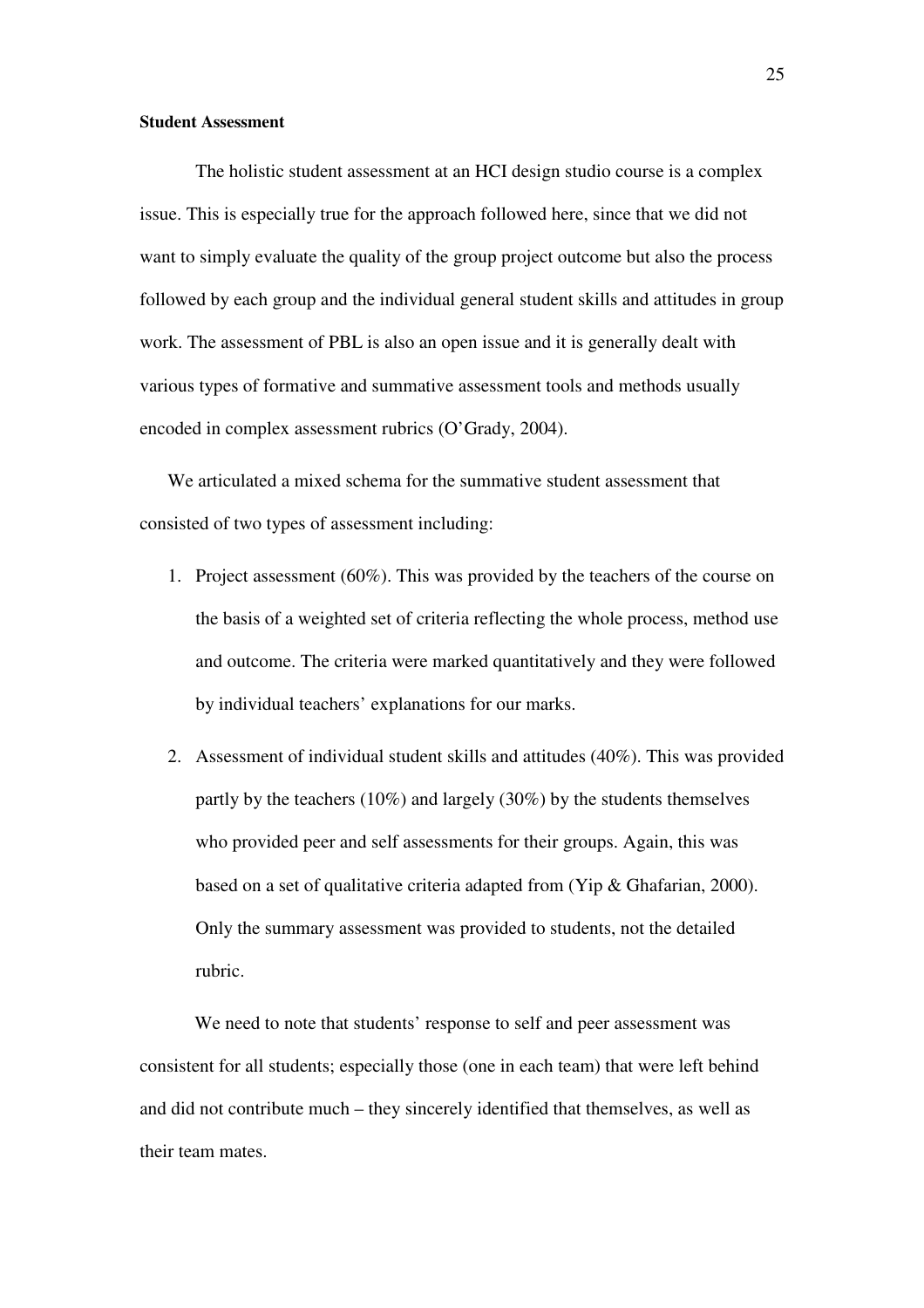**Student Assessment**

The holistic student assessment at an HCI design studio course is a complex issue. This is especially true for the approach followed here, since that we did not want to simply evaluate the quality of the group project outcome but also the process followed by each group and the individual general student skills and attitudes in group work. The assessment of PBL is also an open issue and it is generally dealt with various types of formative and summative assessment tools and methods usually encoded in complex assessment rubrics (O'Grady, 2004).

We articulated a mixed schema for the summative student assessment that consisted of two types of assessment including:

1. Project assessment (60%). This was provided by the teachers of the course on the basis of a weighted set of criteria reflecting the whole process, method use and outcome. The criteria were marked quantitatively and they were followed by individual teachers' explanations for our marks.
2. Assessment of individual student skills and attitudes (40%). This was provided partly by the teachers (10%) and largely (30%) by the students themselves who provided peer and self assessments for their groups. Again, this was based on a set of qualitative criteria adapted from (Yip & Ghafarian, 2000). Only the summary assessment was provided to students, not the detailed rubric.

We need to note that students' response to self and peer assessment was consistent for all students; especially those (one in each team) that were left behind and did not contribute much – they sincerely identified that themselves, as well as their team mates.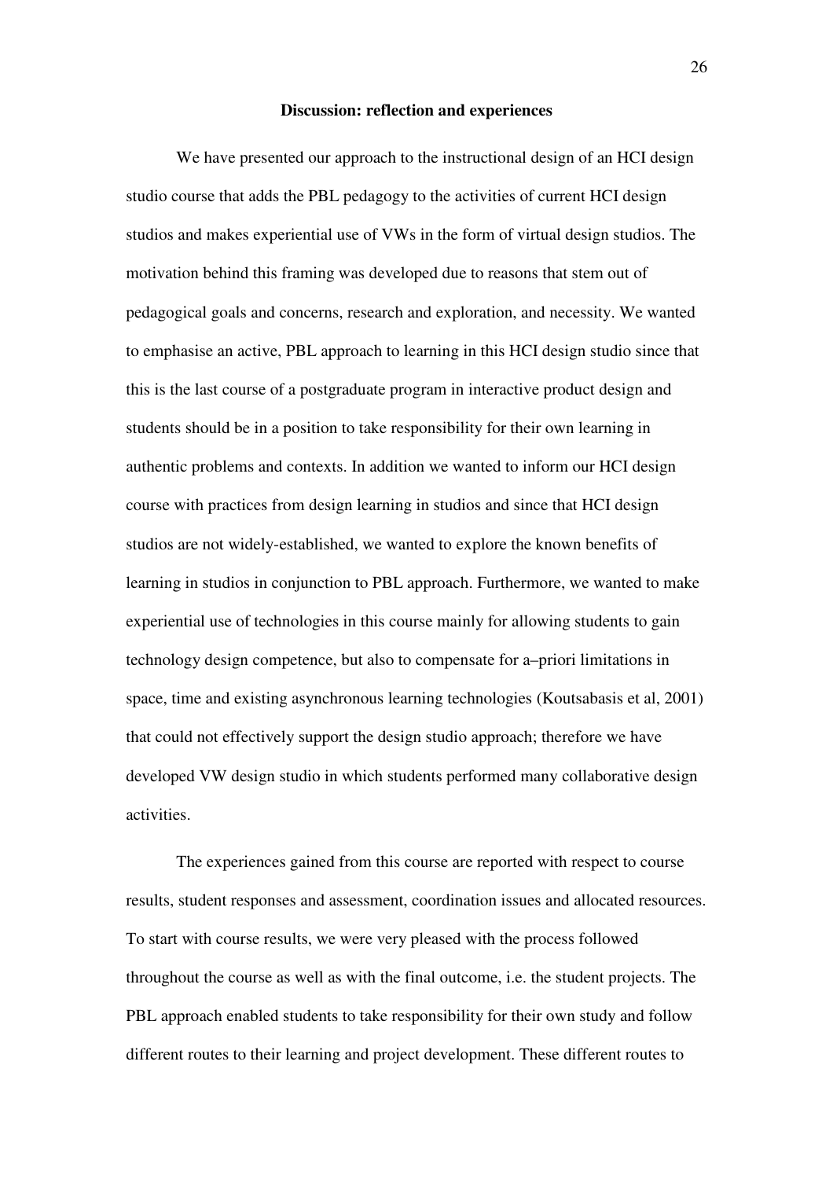## Discussion: reflection and experiences

We have presented our approach to the instructional design of an HCI design studio course that adds the PBL pedagogy to the activities of current HCI design studios and makes experiential use of VWs in the form of virtual design studios. The motivation behind this framing was developed due to reasons that stem out of pedagogical goals and concerns, research and exploration, and necessity. We wanted to emphasise an active, PBL approach to learning in this HCI design studio since that this is the last course of a postgraduate program in interactive product design and students should be in a position to take responsibility for their own learning in authentic problems and contexts. In addition we wanted to inform our HCI design course with practices from design learning in studios and since that HCI design studios are not widely-established, we wanted to explore the known benefits of learning in studios in conjunction to PBL approach. Furthermore, we wanted to make experiential use of technologies in this course mainly for allowing students to gain technology design competence, but also to compensate for a–priori limitations in space, time and existing asynchronous learning technologies (Koutsabasis et al, 2001) that could not effectively support the design studio approach; therefore we have developed VW design studio in which students performed many collaborative design activities.

The experiences gained from this course are reported with respect to course results, student responses and assessment, coordination issues and allocated resources. To start with course results, we were very pleased with the process followed throughout the course as well as with the final outcome, i.e. the student projects. The PBL approach enabled students to take responsibility for their own study and follow different routes to their learning and project development. These different routes to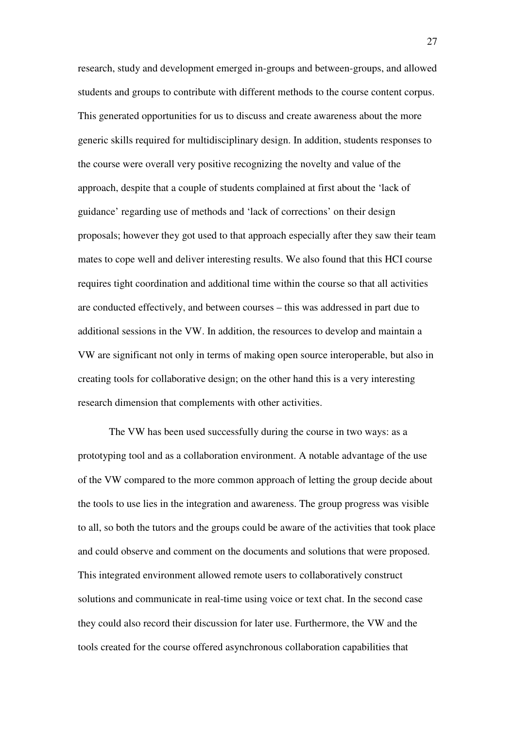research, study and development emerged in-groups and between-groups, and allowed students and groups to contribute with different methods to the course content corpus. This generated opportunities for us to discuss and create awareness about the more generic skills required for multidisciplinary design. In addition, students responses to the course were overall very positive recognizing the novelty and value of the approach, despite that a couple of students complained at first about the 'lack of guidance' regarding use of methods and 'lack of corrections' on their design proposals; however they got used to that approach especially after they saw their team mates to cope well and deliver interesting results. We also found that this HCI course requires tight coordination and additional time within the course so that all activities are conducted effectively, and between courses – this was addressed in part due to additional sessions in the VW. In addition, the resources to develop and maintain a VW are significant not only in terms of making open source interoperable, but also in creating tools for collaborative design; on the other hand this is a very interesting research dimension that complements with other activities.

The VW has been used successfully during the course in two ways: as a prototyping tool and as a collaboration environment. A notable advantage of the use of the VW compared to the more common approach of letting the group decide about the tools to use lies in the integration and awareness. The group progress was visible to all, so both the tutors and the groups could be aware of the activities that took place and could observe and comment on the documents and solutions that were proposed. This integrated environment allowed remote users to collaboratively construct solutions and communicate in real-time using voice or text chat. In the second case they could also record their discussion for later use. Furthermore, the VW and the tools created for the course offered asynchronous collaboration capabilities that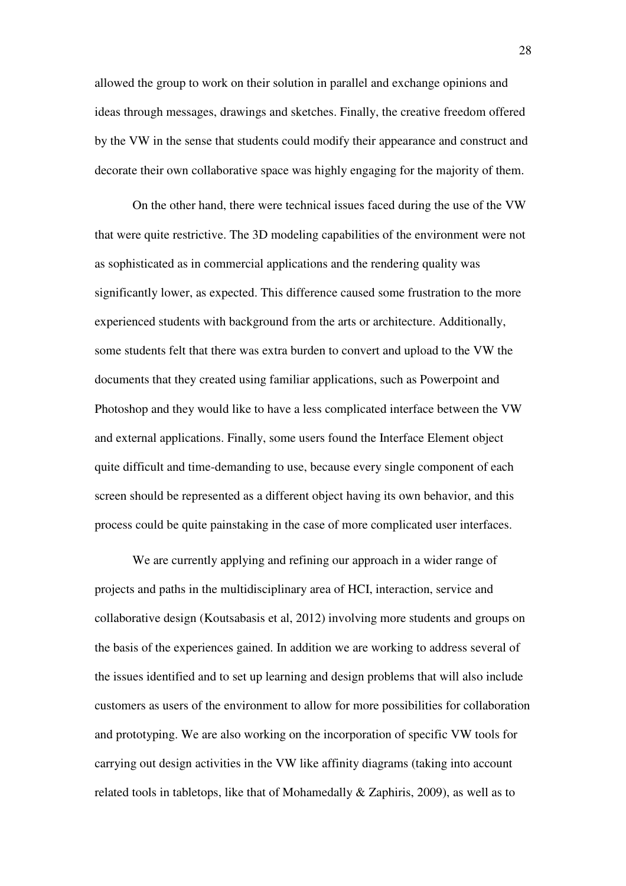allowed the group to work on their solution in parallel and exchange opinions and ideas through messages, drawings and sketches. Finally, the creative freedom offered by the VW in the sense that students could modify their appearance and construct and decorate their own collaborative space was highly engaging for the majority of them.

On the other hand, there were technical issues faced during the use of the VW that were quite restrictive. The 3D modeling capabilities of the environment were not as sophisticated as in commercial applications and the rendering quality was significantly lower, as expected. This difference caused some frustration to the more experienced students with background from the arts or architecture. Additionally, some students felt that there was extra burden to convert and upload to the VW the documents that they created using familiar applications, such as Powerpoint and Photoshop and they would like to have a less complicated interface between the VW and external applications. Finally, some users found the Interface Element object quite difficult and time-demanding to use, because every single component of each screen should be represented as a different object having its own behavior, and this process could be quite painstaking in the case of more complicated user interfaces.

We are currently applying and refining our approach in a wider range of projects and paths in the multidisciplinary area of HCI, interaction, service and collaborative design (Koutsabasis et al, 2012) involving more students and groups on the basis of the experiences gained. In addition we are working to address several of the issues identified and to set up learning and design problems that will also include customers as users of the environment to allow for more possibilities for collaboration and prototyping. We are also working on the incorporation of specific VW tools for carrying out design activities in the VW like affinity diagrams (taking into account related tools in tabletops, like that of Mohamedally & Zaphiris, 2009), as well as to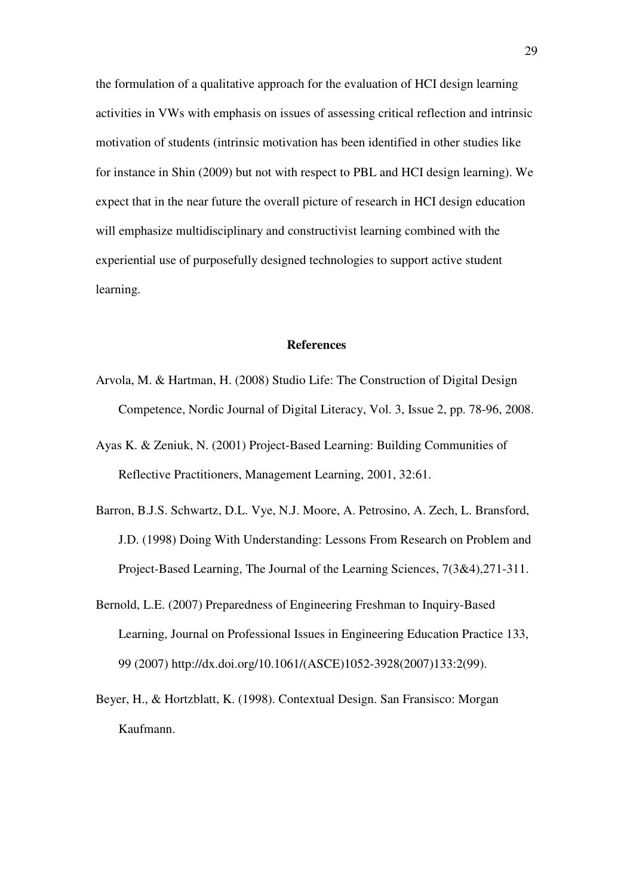the formulation of a qualitative approach for the evaluation of HCI design learning activities in VWs with emphasis on issues of assessing critical reflection and intrinsic motivation of students (intrinsic motivation has been identified in other studies like for instance in Shin (2009) but not with respect to PBL and HCI design learning). We expect that in the near future the overall picture of research in HCI design education will emphasize multidisciplinary and constructivist learning combined with the experiential use of purposefully designed technologies to support active student learning.

## References

Arvola, M. & Hartman, H. (2008) Studio Life: The Construction of Digital Design Competence, Nordic Journal of Digital Literacy, Vol. 3, Issue 2, pp. 78-96, 2008.

Ayas K. & Zeniuk, N. (2001) Project-Based Learning: Building Communities of Reflective Practitioners, Management Learning, 2001, 32:61.

Barron, B.J.S. Schwartz, D.L. Vye, N.J. Moore, A. Petrosino, A. Zech, L. Bransford, J.D. (1998) Doing With Understanding: Lessons From Research on Problem and Project-Based Learning, The Journal of the Learning Sciences, 7(3&4),271-311.

Bernold, L.E. (2007) Preparedness of Engineering Freshman to Inquiry-Based Learning, Journal on Professional Issues in Engineering Education Practice 133, 99 (2007) http://dx.doi.org/10.1061/(ASCE)1052-3928(2007)133:2(99).

Beyer, H., & Hortzblatt, K. (1998). Contextual Design. San Fransisco: Morgan Kaufmann.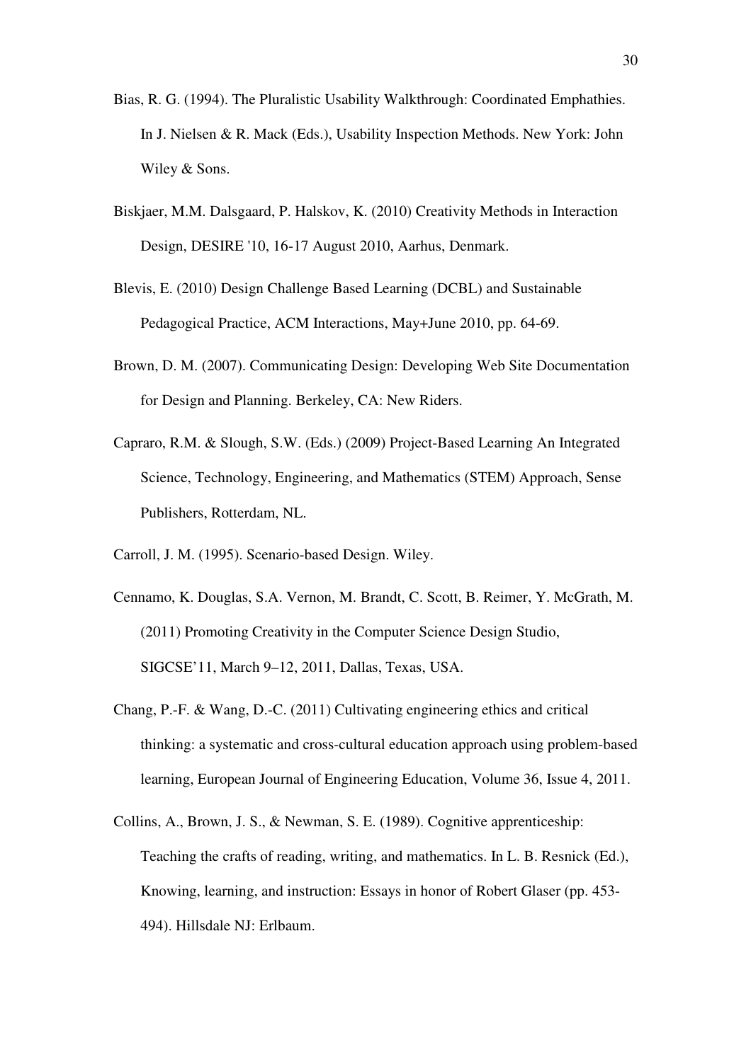Bias, R. G. (1994). The Pluralistic Usability Walkthrough: Coordinated Emphathies. In J. Nielsen & R. Mack (Eds.), Usability Inspection Methods. New York: John Wiley & Sons.

Biskjaer, M.M. Dalsgaard, P. Halskov, K. (2010) Creativity Methods in Interaction Design, DESIRE '10, 16-17 August 2010, Aarhus, Denmark.

Blevis, E. (2010) Design Challenge Based Learning (DCBL) and Sustainable Pedagogical Practice, ACM Interactions, May+June 2010, pp. 64-69.

Brown, D. M. (2007). Communicating Design: Developing Web Site Documentation for Design and Planning. Berkeley, CA: New Riders.

Capraro, R.M. & Slough, S.W. (Eds.) (2009) Project-Based Learning An Integrated Science, Technology, Engineering, and Mathematics (STEM) Approach, Sense Publishers, Rotterdam, NL.

Carroll, J. M. (1995). Scenario-based Design. Wiley.

Cennamo, K. Douglas, S.A. Vernon, M. Brandt, C. Scott, B. Reimer, Y. McGrath, M. (2011) Promoting Creativity in the Computer Science Design Studio, SIGCSE'11, March 9–12, 2011, Dallas, Texas, USA.

Chang, P.-F. & Wang, D.-C. (2011) Cultivating engineering ethics and critical thinking: a systematic and cross-cultural education approach using problem-based learning, European Journal of Engineering Education, Volume 36, Issue 4, 2011.

Collins, A., Brown, J. S., & Newman, S. E. (1989). Cognitive apprenticeship: Teaching the crafts of reading, writing, and mathematics. In L. B. Resnick (Ed.), Knowing, learning, and instruction: Essays in honor of Robert Glaser (pp. 453-494). Hillsdale NJ: Erlbaum.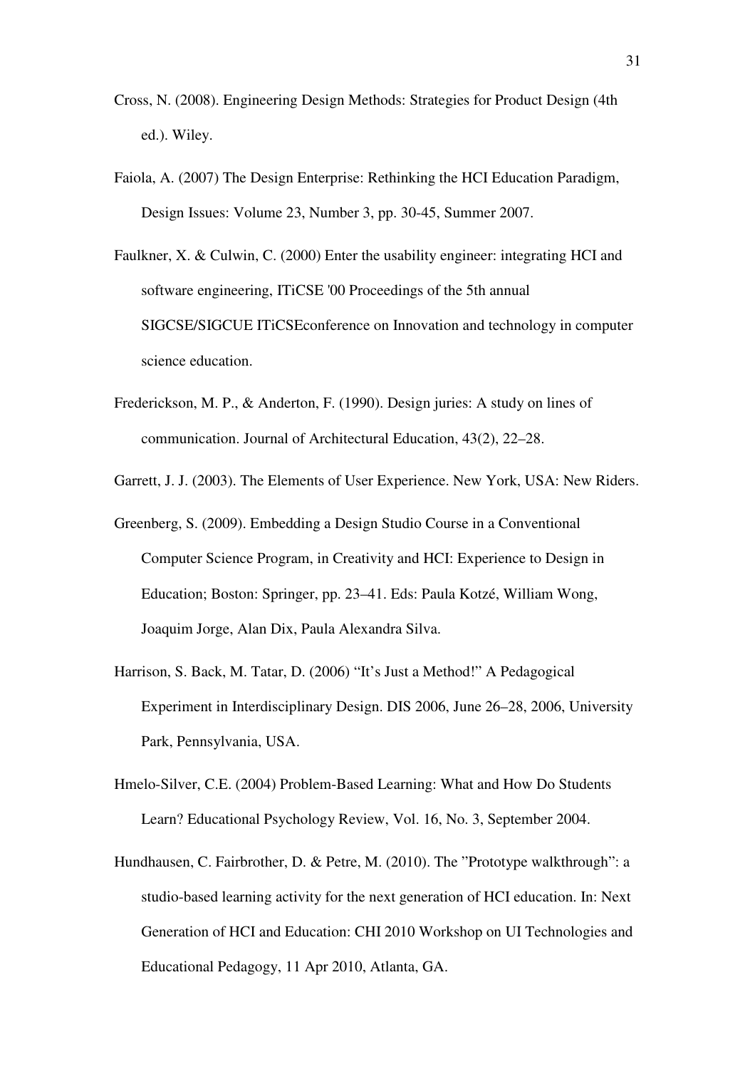Cross, N. (2008). Engineering Design Methods: Strategies for Product Design (4th ed.). Wiley.

Faiola, A. (2007) The Design Enterprise: Rethinking the HCI Education Paradigm, Design Issues: Volume 23, Number 3, pp. 30-45, Summer 2007.

Faulkner, X. & Culwin, C. (2000) Enter the usability engineer: integrating HCI and software engineering, ITiCSE '00 Proceedings of the 5th annual SIGCSE/SIGCUE ITiCSEconference on Innovation and technology in computer science education.

Frederickson, M. P., & Anderton, F. (1990). Design juries: A study on lines of communication. Journal of Architectural Education, 43(2), 22–28.

Garrett, J. J. (2003). The Elements of User Experience. New York, USA: New Riders.

Greenberg, S. (2009). Embedding a Design Studio Course in a Conventional Computer Science Program, in Creativity and HCI: Experience to Design in Education; Boston: Springer, pp. 23–41. Eds: Paula Kotzé, William Wong, Joaquim Jorge, Alan Dix, Paula Alexandra Silva.

Harrison, S. Back, M. Tatar, D. (2006) "It's Just a Method!" A Pedagogical Experiment in Interdisciplinary Design. DIS 2006, June 26–28, 2006, University Park, Pennsylvania, USA.

Hmelo-Silver, C.E. (2004) Problem-Based Learning: What and How Do Students Learn? Educational Psychology Review, Vol. 16, No. 3, September 2004.

Hundhausen, C. Fairbrother, D. & Petre, M. (2010). The "Prototype walkthrough": a studio-based learning activity for the next generation of HCI education. In: Next Generation of HCI and Education: CHI 2010 Workshop on UI Technologies and Educational Pedagogy, 11 Apr 2010, Atlanta, GA.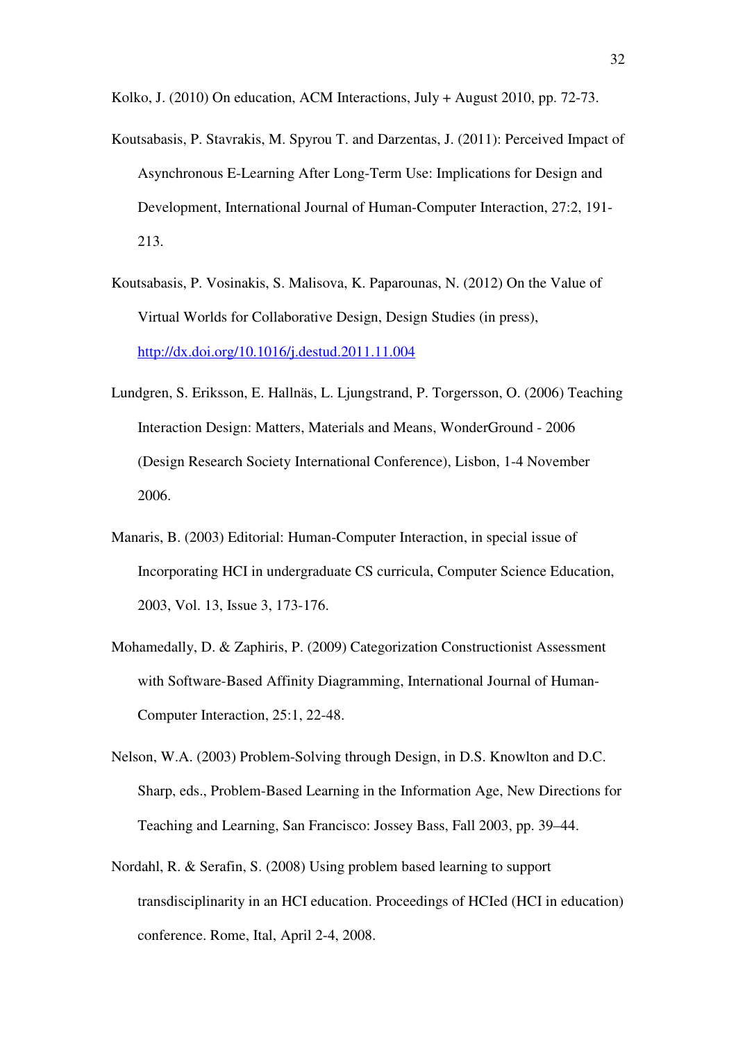Kolko, J. (2010) On education, ACM Interactions, July + August 2010, pp. 72-73.

Koutsabasis, P. Stavrakis, M. Spyrou T. and Darzentas, J. (2011): Perceived Impact of Asynchronous E-Learning After Long-Term Use: Implications for Design and Development, International Journal of Human-Computer Interaction, 27:2, 191-213.

Koutsabasis, P. Vosinakis, S. Malisova, K. Paparounas, N. (2012) On the Value of Virtual Worlds for Collaborative Design, Design Studies (in press), http://dx.doi.org/10.1016/j.destud.2011.11.004

Lundgren, S. Eriksson, E. Hallnäs, L. Ljungstrand, P. Torgersson, O. (2006) Teaching Interaction Design: Matters, Materials and Means, WonderGround - 2006 (Design Research Society International Conference), Lisbon, 1-4 November 2006.

Manaris, B. (2003) Editorial: Human-Computer Interaction, in special issue of Incorporating HCI in undergraduate CS curricula, Computer Science Education, 2003, Vol. 13, Issue 3, 173-176.

Mohamedally, D. & Zaphiris, P. (2009) Categorization Constructionist Assessment with Software-Based Affinity Diagramming, International Journal of Human-Computer Interaction, 25:1, 22-48.

Nelson, W.A. (2003) Problem-Solving through Design, in D.S. Knowlton and D.C. Sharp, eds., Problem-Based Learning in the Information Age, New Directions for Teaching and Learning, San Francisco: Jossey Bass, Fall 2003, pp. 39–44.

Nordahl, R. & Serafin, S. (2008) Using problem based learning to support transdisciplinarity in an HCI education. Proceedings of HCIed (HCI in education) conference. Rome, Ital, April 2-4, 2008.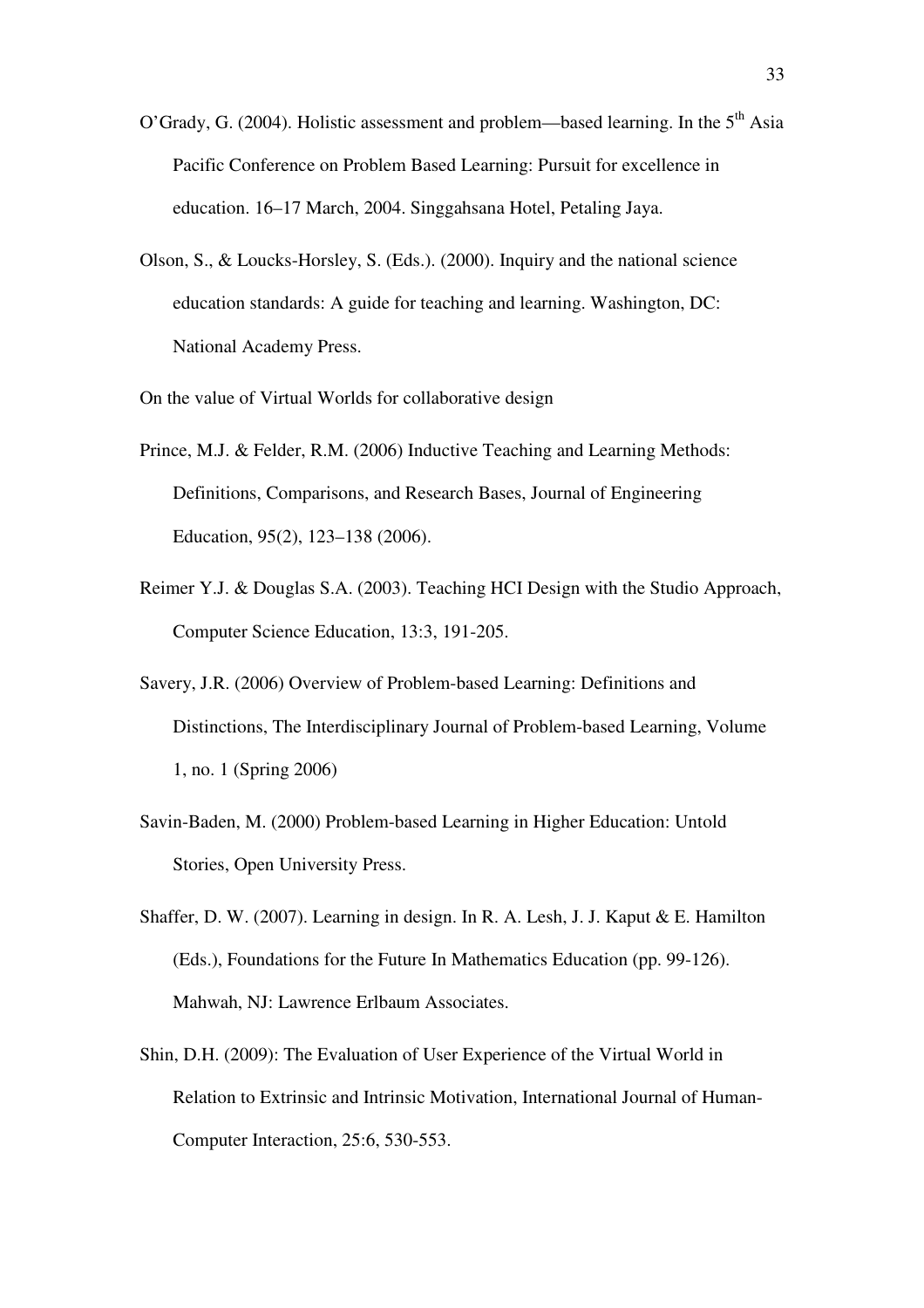O'Grady, G. (2004). Holistic assessment and problem—based learning. In the 5th Asia Pacific Conference on Problem Based Learning: Pursuit for excellence in education. 16–17 March, 2004. Singgahsana Hotel, Petaling Jaya.

Olson, S., & Loucks-Horsley, S. (Eds.). (2000). Inquiry and the national science education standards: A guide for teaching and learning. Washington, DC: National Academy Press.

On the value of Virtual Worlds for collaborative design

Prince, M.J. & Felder, R.M. (2006) Inductive Teaching and Learning Methods: Definitions, Comparisons, and Research Bases, Journal of Engineering Education, 95(2), 123–138 (2006).

Reimer Y.J. & Douglas S.A. (2003). Teaching HCI Design with the Studio Approach, Computer Science Education, 13:3, 191-205.

Savery, J.R. (2006) Overview of Problem-based Learning: Definitions and Distinctions, The Interdisciplinary Journal of Problem-based Learning, Volume 1, no. 1 (Spring 2006)

Savin-Baden, M. (2000) Problem-based Learning in Higher Education: Untold Stories, Open University Press.

Shaffer, D. W. (2007). Learning in design. In R. A. Lesh, J. J. Kaput & E. Hamilton (Eds.), Foundations for the Future In Mathematics Education (pp. 99-126). Mahwah, NJ: Lawrence Erlbaum Associates.

Shin, D.H. (2009): The Evaluation of User Experience of the Virtual World in Relation to Extrinsic and Intrinsic Motivation, International Journal of Human-Computer Interaction, 25:6, 530-553.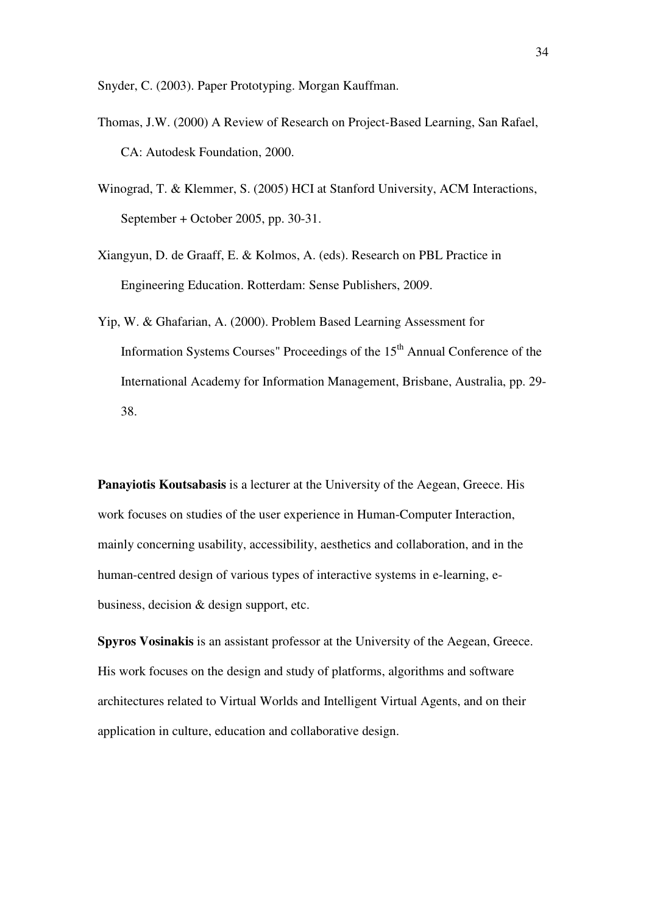Snyder, C. (2003). Paper Prototyping. Morgan Kauffman.

Thomas, J.W. (2000) A Review of Research on Project-Based Learning, San Rafael, CA: Autodesk Foundation, 2000.

Winograd, T. & Klemmer, S. (2005) HCI at Stanford University, ACM Interactions, September + October 2005, pp. 30-31.

Xiangyun, D. de Graaff, E. & Kolmos, A. (eds). Research on PBL Practice in Engineering Education. Rotterdam: Sense Publishers, 2009.

Yip, W. & Ghafarian, A. (2000). Problem Based Learning Assessment for Information Systems Courses" Proceedings of the 15th Annual Conference of the International Academy for Information Management, Brisbane, Australia, pp. 29-38.

**Panayiotis Koutsabasis** is a lecturer at the University of the Aegean, Greece. His work focuses on studies of the user experience in Human-Computer Interaction, mainly concerning usability, accessibility, aesthetics and collaboration, and in the human-centred design of various types of interactive systems in e-learning, e-business, decision & design support, etc.

**Spyros Vosinakis** is an assistant professor at the University of the Aegean, Greece. His work focuses on the design and study of platforms, algorithms and software architectures related to Virtual Worlds and Intelligent Virtual Agents, and on their application in culture, education and collaborative design.